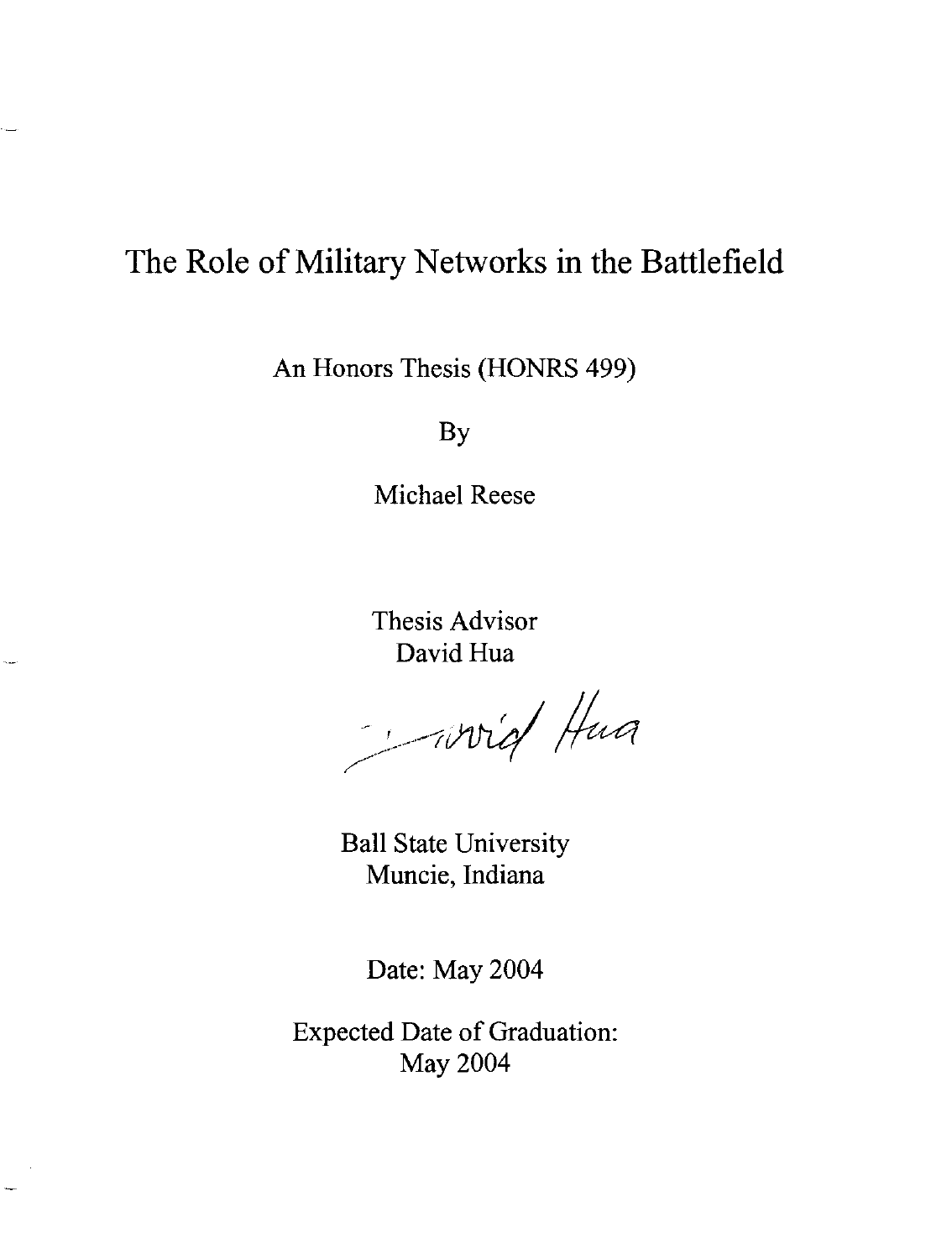# The Role of Military Networks in the Battlefield

An Honors Thesis (HONRS 499)

By

Michael Reese

Thesis Advisor
David Hua

David Hua

Ball State University
Muncie, Indiana

Date: May 2004

Expected Date of Graduation:
May 2004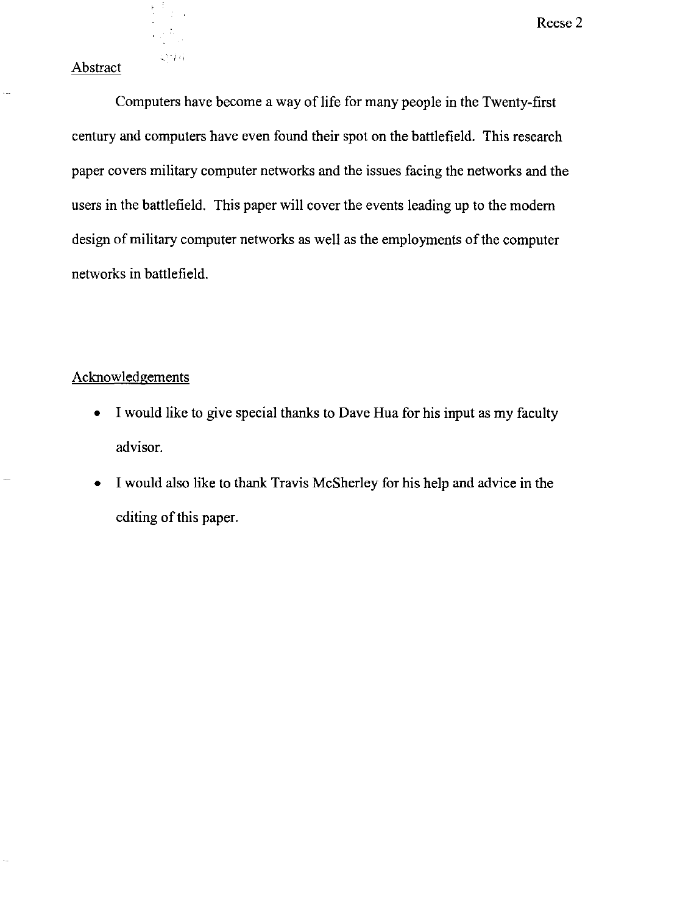## Abstract

Computers have become a way of life for many people in the Twenty-first century and computers have even found their spot on the battlefield. This research paper covers military computer networks and the issues facing the networks and the users in the battlefield. This paper will cover the events leading up to the modern design of military computer networks as well as the employments of the computer networks in battlefield.

## Acknowledgements

- I would like to give special thanks to Dave Hua for his input as my faculty advisor.
- I would also like to thank Travis McSherley for his help and advice in the editing of this paper.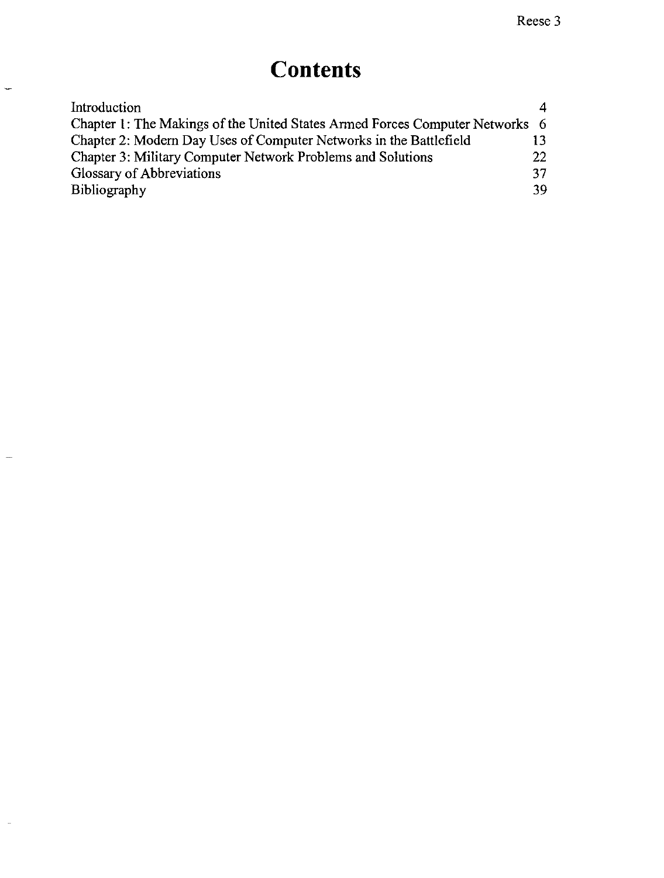# Contents

| | |
|---|---|
| Introduction | 4 |
| Chapter 1: The Makings of the United States Armed Forces Computer Networks | 6 |
| Chapter 2: Modern Day Uses of Computer Networks in the Battlefield | 13 |
| Chapter 3: Military Computer Network Problems and Solutions | 22 |
| Glossary of Abbreviations | 37 |
| Bibliography | 39 |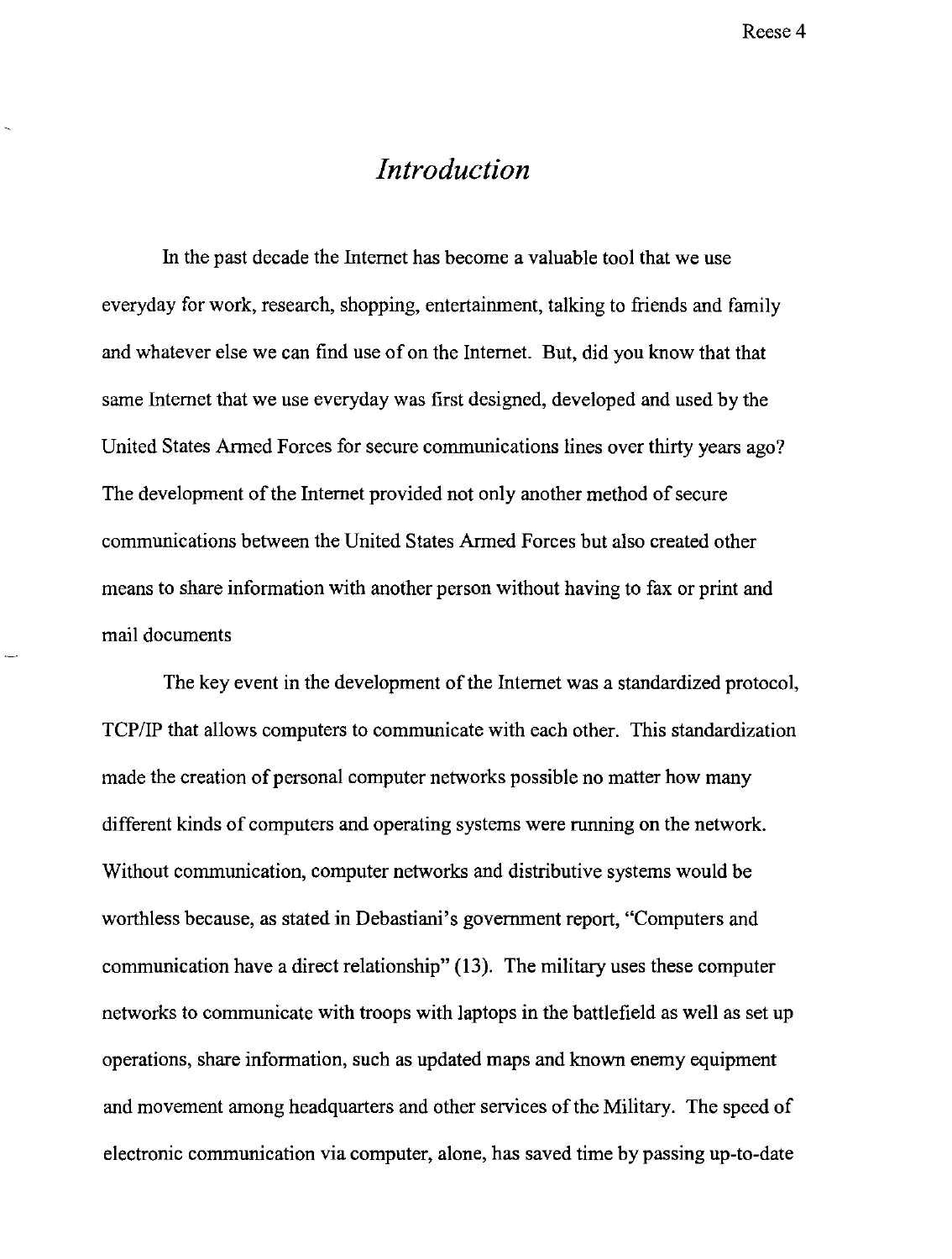# *Introduction*

In the past decade the Internet has become a valuable tool that we use everyday for work, research, shopping, entertainment, talking to friends and family and whatever else we can find use of on the Internet. But, did you know that that same Internet that we use everyday was first designed, developed and used by the United States Armed Forces for secure communications lines over thirty years ago? The development of the Internet provided not only another method of secure communications between the United States Armed Forces but also created other means to share information with another person without having to fax or print and mail documents

The key event in the development of the Internet was a standardized protocol, TCP/IP that allows computers to communicate with each other. This standardization made the creation of personal computer networks possible no matter how many different kinds of computers and operating systems were running on the network. Without communication, computer networks and distributive systems would be worthless because, as stated in Debastiani's government report, "Computers and communication have a direct relationship" (13). The military uses these computer networks to communicate with troops with laptops in the battlefield as well as set up operations, share information, such as updated maps and known enemy equipment and movement among headquarters and other services of the Military. The speed of electronic communication via computer, alone, has saved time by passing up-to-date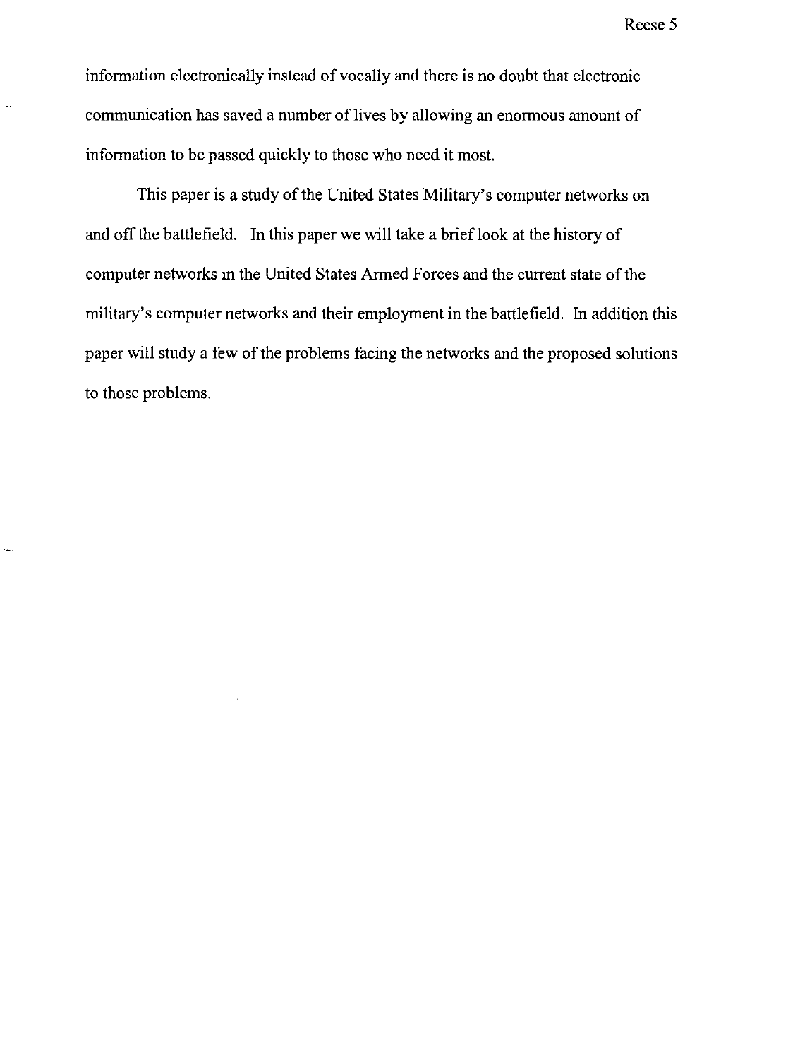information electronically instead of vocally and there is no doubt that electronic communication has saved a number of lives by allowing an enormous amount of information to be passed quickly to those who need it most.

This paper is a study of the United States Military's computer networks on and off the battlefield. In this paper we will take a brief look at the history of computer networks in the United States Armed Forces and the current state of the military's computer networks and their employment in the battlefield. In addition this paper will study a few of the problems facing the networks and the proposed solutions to those problems.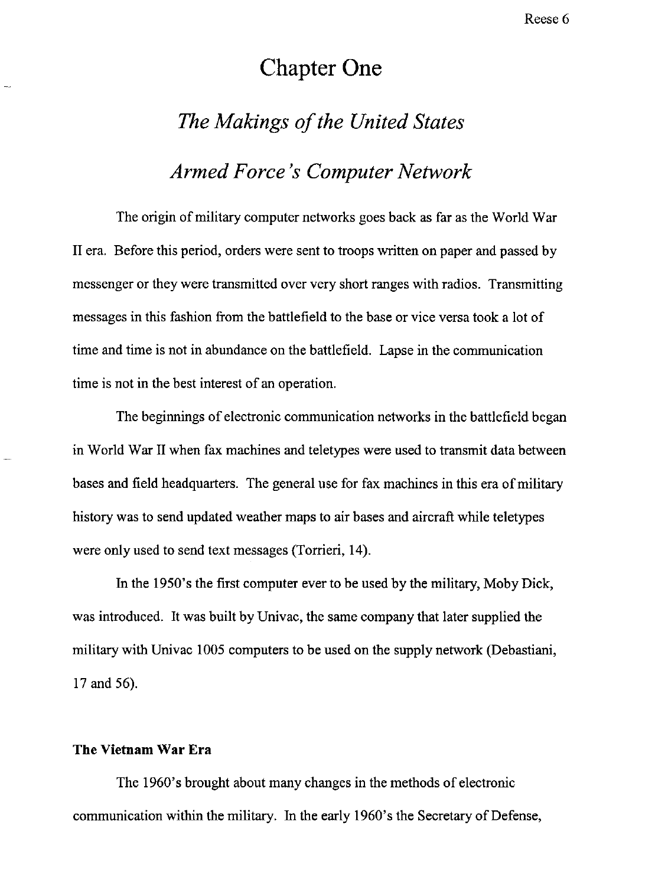# Chapter One

## *The Makings of the United States Armed Force's Computer Network*

The origin of military computer networks goes back as far as the World War II era. Before this period, orders were sent to troops written on paper and passed by messenger or they were transmitted over very short ranges with radios. Transmitting messages in this fashion from the battlefield to the base or vice versa took a lot of time and time is not in abundance on the battlefield. Lapse in the communication time is not in the best interest of an operation.

The beginnings of electronic communication networks in the battlefield began in World War II when fax machines and teletypes were used to transmit data between bases and field headquarters. The general use for fax machines in this era of military history was to send updated weather maps to air bases and aircraft while teletypes were only used to send text messages (Torrieri, 14).

In the 1950's the first computer ever to be used by the military, Moby Dick, was introduced. It was built by Univac, the same company that later supplied the military with Univac 1005 computers to be used on the supply network (Debastiani, 17 and 56).

### The Vietnam War Era

The 1960's brought about many changes in the methods of electronic communication within the military. In the early 1960's the Secretary of Defense,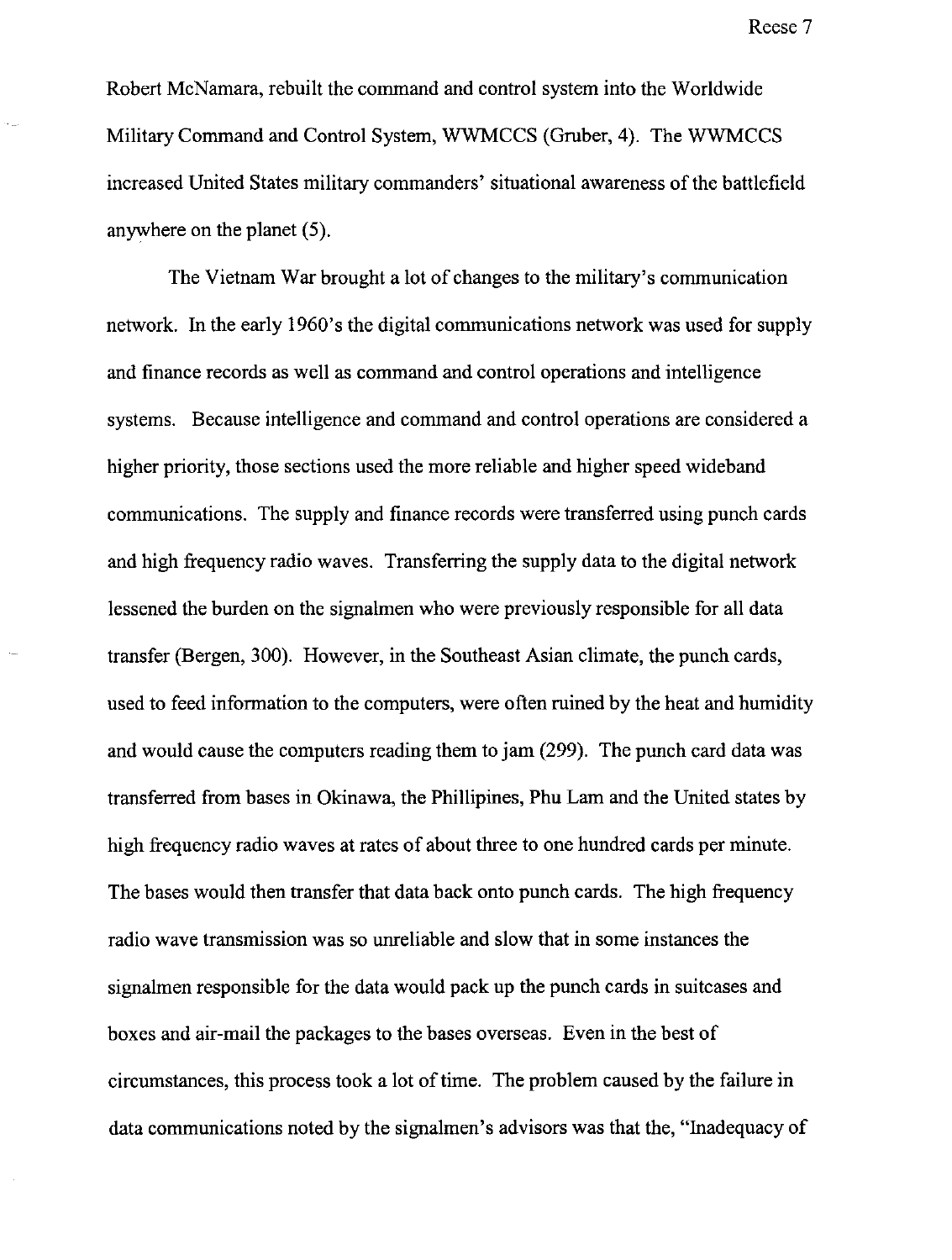Robert McNamara, rebuilt the command and control system into the Worldwide Military Command and Control System, WWMCCS (Gruber, 4). The WWMCCS increased United States military commanders' situational awareness of the battlefield anywhere on the planet (5).

The Vietnam War brought a lot of changes to the military's communication network. In the early 1960's the digital communications network was used for supply and finance records as well as command and control operations and intelligence systems. Because intelligence and command and control operations are considered a higher priority, those sections used the more reliable and higher speed wideband communications. The supply and finance records were transferred using punch cards and high frequency radio waves. Transferring the supply data to the digital network lessened the burden on the signalmen who were previously responsible for all data transfer (Bergen, 300). However, in the Southeast Asian climate, the punch cards, used to feed information to the computers, were often ruined by the heat and humidity and would cause the computers reading them to jam (299). The punch card data was transferred from bases in Okinawa, the Phillipines, Phu Lam and the United states by high frequency radio waves at rates of about three to one hundred cards per minute. The bases would then transfer that data back onto punch cards. The high frequency radio wave transmission was so unreliable and slow that in some instances the signalmen responsible for the data would pack up the punch cards in suitcases and boxes and air-mail the packages to the bases overseas. Even in the best of circumstances, this process took a lot of time. The problem caused by the failure in data communications noted by the signalmen's advisors was that the, "Inadequacy of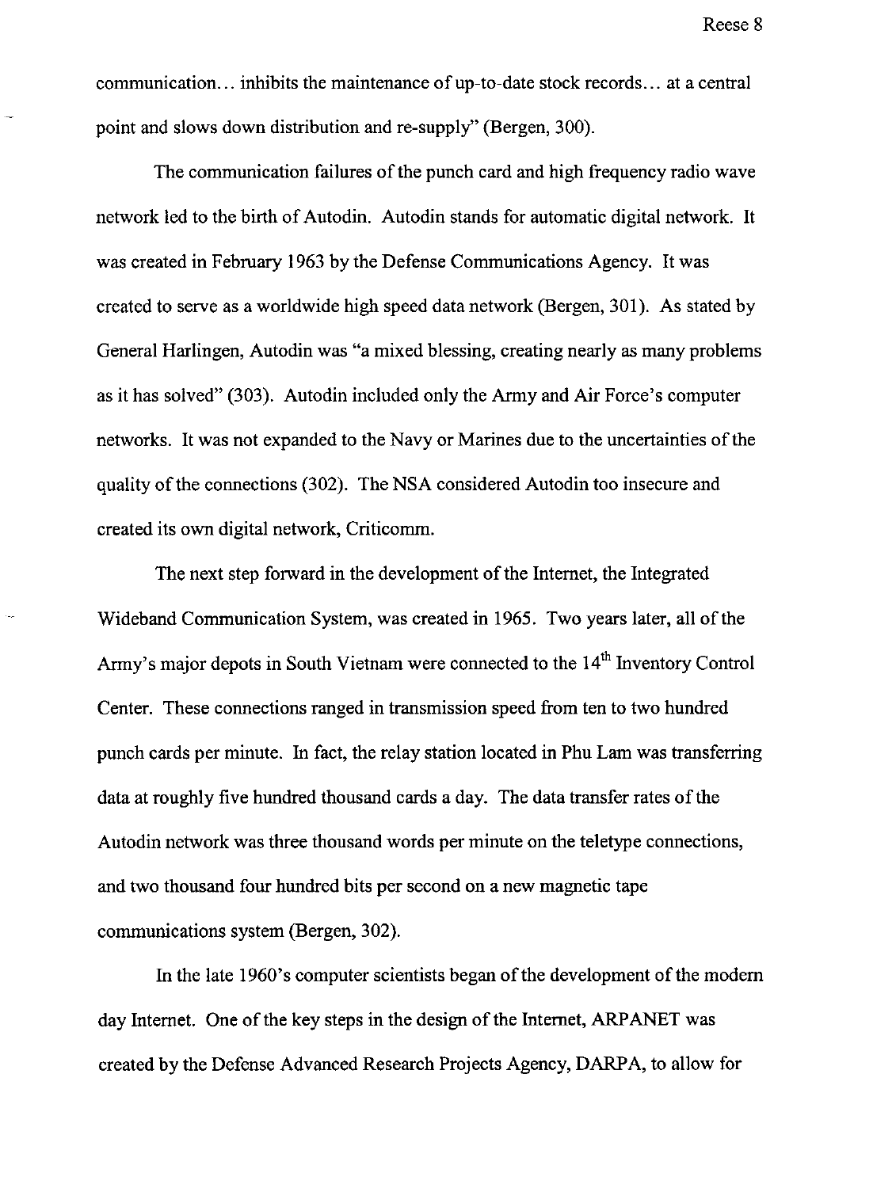communication… inhibits the maintenance of up-to-date stock records… at a central point and slows down distribution and re-supply" (Bergen, 300).

The communication failures of the punch card and high frequency radio wave network led to the birth of Autodin. Autodin stands for automatic digital network. It was created in February 1963 by the Defense Communications Agency. It was created to serve as a worldwide high speed data network (Bergen, 301). As stated by General Harlingen, Autodin was "a mixed blessing, creating nearly as many problems as it has solved" (303). Autodin included only the Army and Air Force's computer networks. It was not expanded to the Navy or Marines due to the uncertainties of the quality of the connections (302). The NSA considered Autodin too insecure and created its own digital network, Criticomm.

The next step forward in the development of the Internet, the Integrated Wideband Communication System, was created in 1965. Two years later, all of the Army's major depots in South Vietnam were connected to the 14th Inventory Control Center. These connections ranged in transmission speed from ten to two hundred punch cards per minute. In fact, the relay station located in Phu Lam was transferring data at roughly five hundred thousand cards a day. The data transfer rates of the Autodin network was three thousand words per minute on the teletype connections, and two thousand four hundred bits per second on a new magnetic tape communications system (Bergen, 302).

In the late 1960's computer scientists began of the development of the modern day Internet. One of the key steps in the design of the Internet, ARPANET was created by the Defense Advanced Research Projects Agency, DARPA, to allow for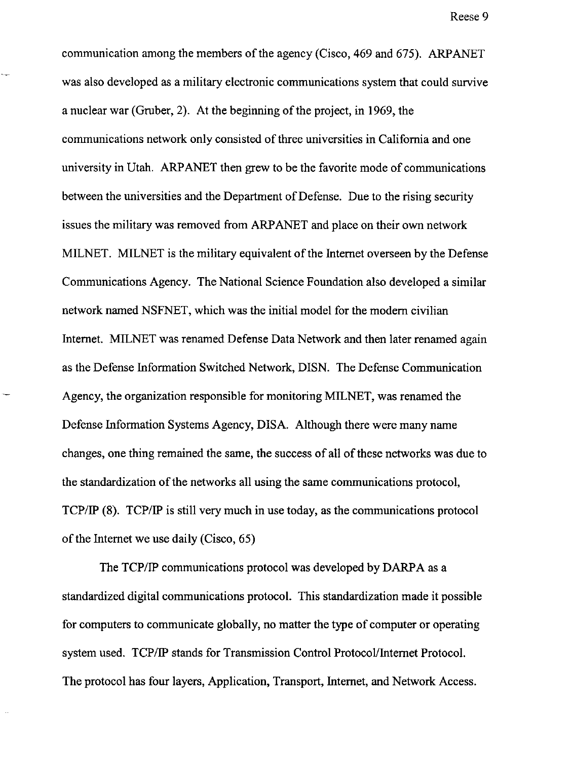communication among the members of the agency (Cisco, 469 and 675). ARPANET was also developed as a military electronic communications system that could survive a nuclear war (Gruber, 2). At the beginning of the project, in 1969, the communications network only consisted of three universities in California and one university in Utah. ARPANET then grew to be the favorite mode of communications between the universities and the Department of Defense. Due to the rising security issues the military was removed from ARPANET and place on their own network MILNET. MILNET is the military equivalent of the Internet overseen by the Defense Communications Agency. The National Science Foundation also developed a similar network named NSFNET, which was the initial model for the modern civilian Internet. MILNET was renamed Defense Data Network and then later renamed again as the Defense Information Switched Network, DISN. The Defense Communication Agency, the organization responsible for monitoring MILNET, was renamed the Defense Information Systems Agency, DISA. Although there were many name changes, one thing remained the same, the success of all of these networks was due to the standardization of the networks all using the same communications protocol, TCP/IP (8). TCP/IP is still very much in use today, as the communications protocol of the Internet we use daily (Cisco, 65)

The TCP/IP communications protocol was developed by DARPA as a standardized digital communications protocol. This standardization made it possible for computers to communicate globally, no matter the type of computer or operating system used. TCP/IP stands for Transmission Control Protocol/Internet Protocol. The protocol has four layers, Application, Transport, Internet, and Network Access.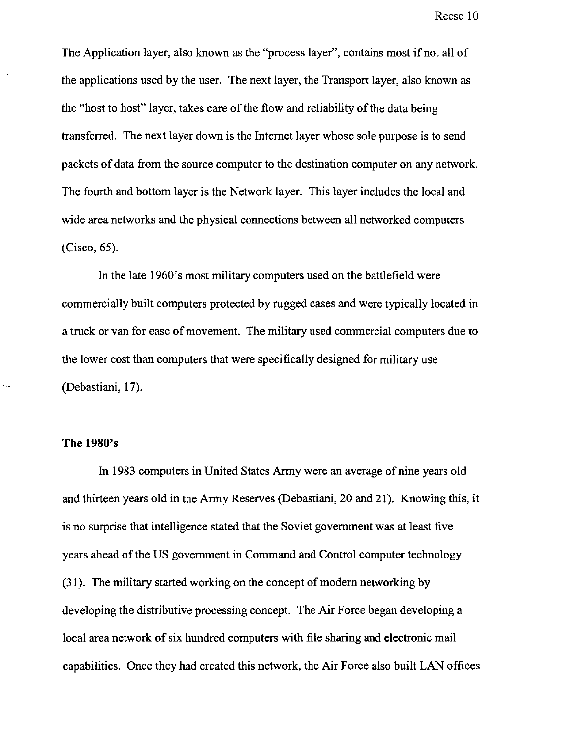The Application layer, also known as the "process layer", contains most if not all of the applications used by the user. The next layer, the Transport layer, also known as the "host to host" layer, takes care of the flow and reliability of the data being transferred. The next layer down is the Internet layer whose sole purpose is to send packets of data from the source computer to the destination computer on any network. The fourth and bottom layer is the Network layer. This layer includes the local and wide area networks and the physical connections between all networked computers (Cisco, 65).

In the late 1960's most military computers used on the battlefield were commercially built computers protected by rugged cases and were typically located in a truck or van for ease of movement. The military used commercial computers due to the lower cost than computers that were specifically designed for military use (Debastiani, 17).

## The 1980's

In 1983 computers in United States Army were an average of nine years old and thirteen years old in the Army Reserves (Debastiani, 20 and 21). Knowing this, it is no surprise that intelligence stated that the Soviet government was at least five years ahead of the US government in Command and Control computer technology (31). The military started working on the concept of modern networking by developing the distributive processing concept. The Air Force began developing a local area network of six hundred computers with file sharing and electronic mail capabilities. Once they had created this network, the Air Force also built LAN offices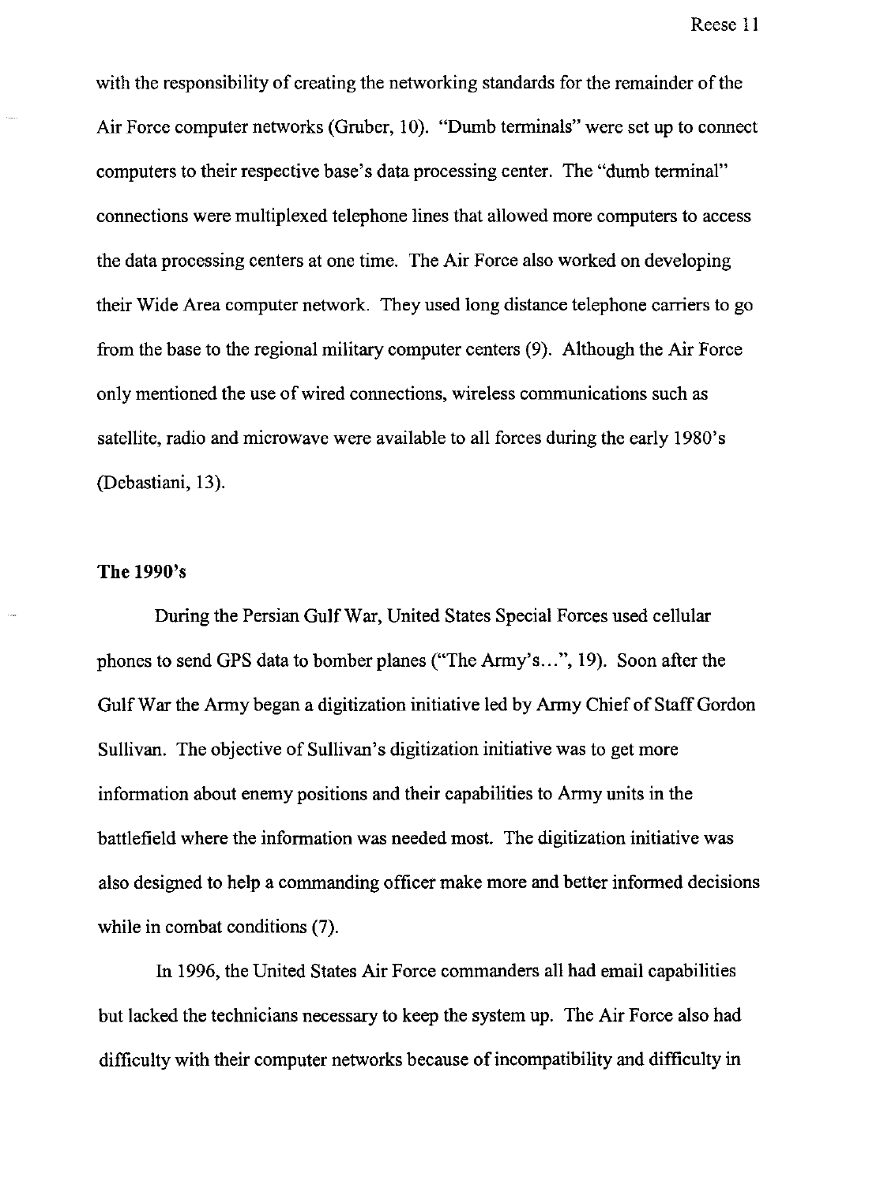with the responsibility of creating the networking standards for the remainder of the Air Force computer networks (Gruber, 10). "Dumb terminals" were set up to connect computers to their respective base's data processing center. The "dumb terminal" connections were multiplexed telephone lines that allowed more computers to access the data processing centers at one time. The Air Force also worked on developing their Wide Area computer network. They used long distance telephone carriers to go from the base to the regional military computer centers (9). Although the Air Force only mentioned the use of wired connections, wireless communications such as satellite, radio and microwave were available to all forces during the early 1980's (Debastiani, 13).

## The 1990's

During the Persian Gulf War, United States Special Forces used cellular phones to send GPS data to bomber planes ("The Army's…", 19). Soon after the Gulf War the Army began a digitization initiative led by Army Chief of Staff Gordon Sullivan. The objective of Sullivan's digitization initiative was to get more information about enemy positions and their capabilities to Army units in the battlefield where the information was needed most. The digitization initiative was also designed to help a commanding officer make more and better informed decisions while in combat conditions (7).

In 1996, the United States Air Force commanders all had email capabilities but lacked the technicians necessary to keep the system up. The Air Force also had difficulty with their computer networks because of incompatibility and difficulty in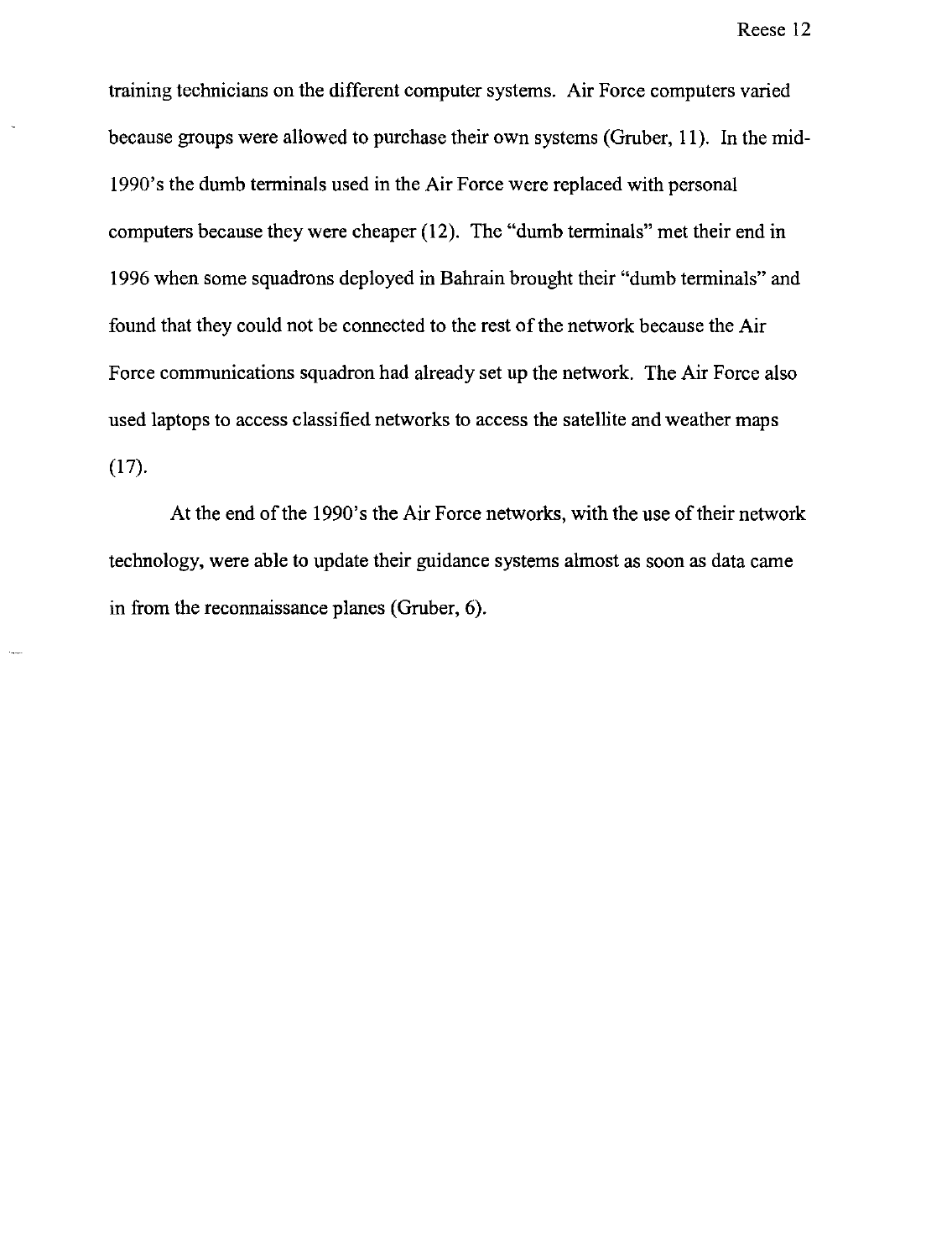training technicians on the different computer systems. Air Force computers varied because groups were allowed to purchase their own systems (Gruber, 11). In the mid-1990's the dumb terminals used in the Air Force were replaced with personal computers because they were cheaper (12). The "dumb terminals" met their end in 1996 when some squadrons deployed in Bahrain brought their "dumb terminals" and found that they could not be connected to the rest of the network because the Air Force communications squadron had already set up the network. The Air Force also used laptops to access classified networks to access the satellite and weather maps (17).

At the end of the 1990's the Air Force networks, with the use of their network technology, were able to update their guidance systems almost as soon as data came in from the reconnaissance planes (Gruber, 6).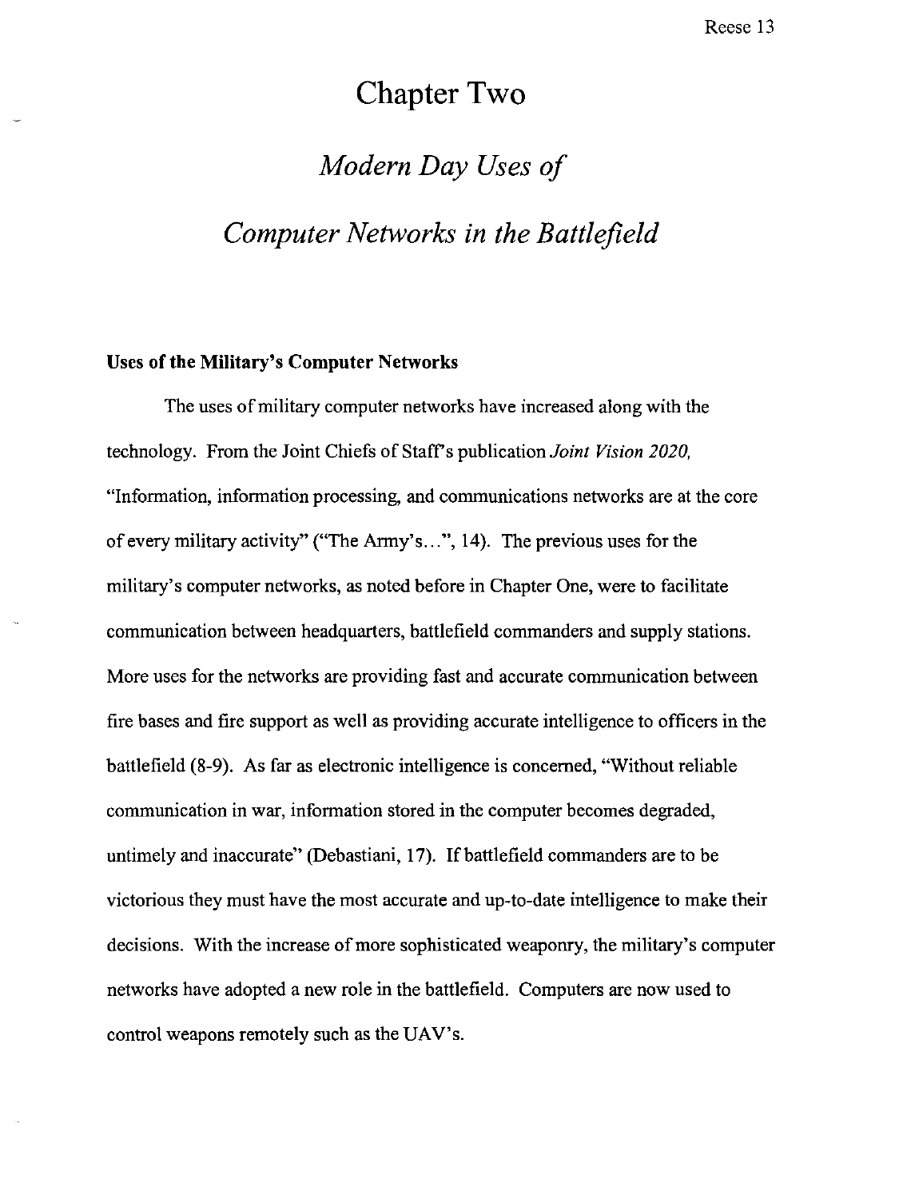# Chapter Two

## *Modern Day Uses of*

## *Computer Networks in the Battlefield*

**Uses of the Military's Computer Networks**

The uses of military computer networks have increased along with the technology. From the Joint Chiefs of Staff's publication *Joint Vision 2020,* "Information, information processing, and communications networks are at the core of every military activity" ("The Army's…", 14). The previous uses for the military's computer networks, as noted before in Chapter One, were to facilitate communication between headquarters, battlefield commanders and supply stations. More uses for the networks are providing fast and accurate communication between fire bases and fire support as well as providing accurate intelligence to officers in the battlefield (8-9). As far as electronic intelligence is concerned, "Without reliable communication in war, information stored in the computer becomes degraded, untimely and inaccurate" (Debastiani, 17). If battlefield commanders are to be victorious they must have the most accurate and up-to-date intelligence to make their decisions. With the increase of more sophisticated weaponry, the military's computer networks have adopted a new role in the battlefield. Computers are now used to control weapons remotely such as the UAV's.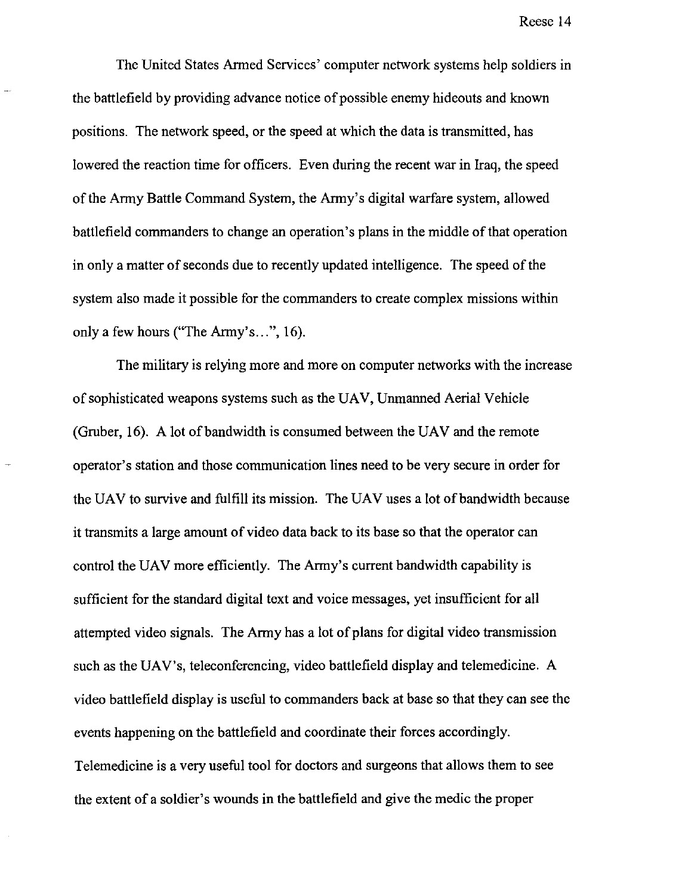The United States Armed Services' computer network systems help soldiers in the battlefield by providing advance notice of possible enemy hideouts and known positions. The network speed, or the speed at which the data is transmitted, has lowered the reaction time for officers. Even during the recent war in Iraq, the speed of the Army Battle Command System, the Army's digital warfare system, allowed battlefield commanders to change an operation's plans in the middle of that operation in only a matter of seconds due to recently updated intelligence. The speed of the system also made it possible for the commanders to create complex missions within only a few hours ("The Army's…", 16).

The military is relying more and more on computer networks with the increase of sophisticated weapons systems such as the UAV, Unmanned Aerial Vehicle (Gruber, 16). A lot of bandwidth is consumed between the UAV and the remote operator's station and those communication lines need to be very secure in order for the UAV to survive and fulfill its mission. The UAV uses a lot of bandwidth because it transmits a large amount of video data back to its base so that the operator can control the UAV more efficiently. The Army's current bandwidth capability is sufficient for the standard digital text and voice messages, yet insufficient for all attempted video signals. The Army has a lot of plans for digital video transmission such as the UAV's, teleconferencing, video battlefield display and telemedicine. A video battlefield display is useful to commanders back at base so that they can see the events happening on the battlefield and coordinate their forces accordingly. Telemedicine is a very useful tool for doctors and surgeons that allows them to see the extent of a soldier's wounds in the battlefield and give the medic the proper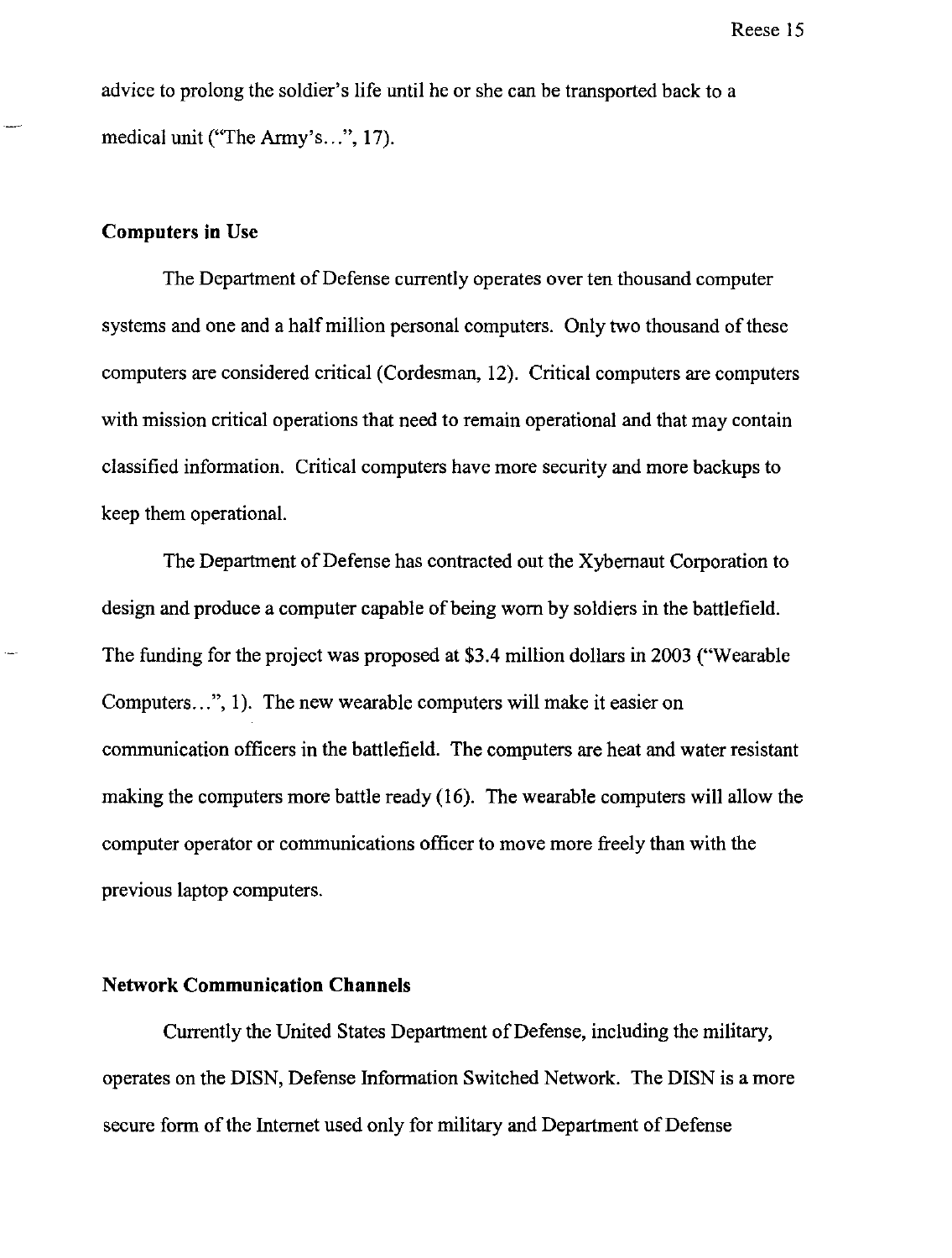advice to prolong the soldier's life until he or she can be transported back to a medical unit ("The Army's...", 17).

### Computers in Use

The Department of Defense currently operates over ten thousand computer systems and one and a half million personal computers. Only two thousand of these computers are considered critical (Cordesman, 12). Critical computers are computers with mission critical operations that need to remain operational and that may contain classified information. Critical computers have more security and more backups to keep them operational.

The Department of Defense has contracted out the Xybernaut Corporation to design and produce a computer capable of being worn by soldiers in the battlefield. The funding for the project was proposed at $3.4 million dollars in 2003 ("Wearable Computers...", 1). The new wearable computers will make it easier on communication officers in the battlefield. The computers are heat and water resistant making the computers more battle ready (16). The wearable computers will allow the computer operator or communications officer to move more freely than with the previous laptop computers.

### Network Communication Channels

Currently the United States Department of Defense, including the military, operates on the DISN, Defense Information Switched Network. The DISN is a more secure form of the Internet used only for military and Department of Defense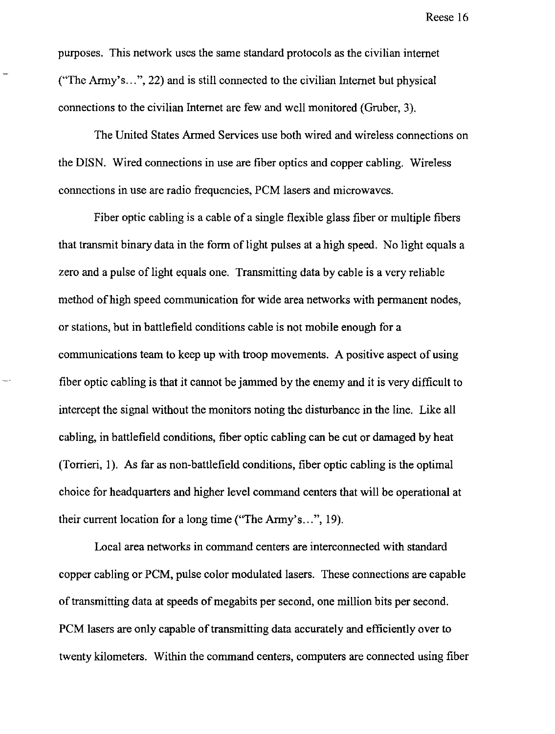purposes. This network uses the same standard protocols as the civilian internet ("The Army's...", 22) and is still connected to the civilian Internet but physical connections to the civilian Internet are few and well monitored (Gruber, 3).

The United States Armed Services use both wired and wireless connections on the DISN. Wired connections in use are fiber optics and copper cabling. Wireless connections in use are radio frequencies, PCM lasers and microwaves.

Fiber optic cabling is a cable of a single flexible glass fiber or multiple fibers that transmit binary data in the form of light pulses at a high speed. No light equals a zero and a pulse of light equals one. Transmitting data by cable is a very reliable method of high speed communication for wide area networks with permanent nodes, or stations, but in battlefield conditions cable is not mobile enough for a communications team to keep up with troop movements. A positive aspect of using fiber optic cabling is that it cannot be jammed by the enemy and it is very difficult to intercept the signal without the monitors noting the disturbance in the line. Like all cabling, in battlefield conditions, fiber optic cabling can be cut or damaged by heat (Torrieri, 1). As far as non-battlefield conditions, fiber optic cabling is the optimal choice for headquarters and higher level command centers that will be operational at their current location for a long time ("The Army's...", 19).

Local area networks in command centers are interconnected with standard copper cabling or PCM, pulse color modulated lasers. These connections are capable of transmitting data at speeds of megabits per second, one million bits per second. PCM lasers are only capable of transmitting data accurately and efficiently over to twenty kilometers. Within the command centers, computers are connected using fiber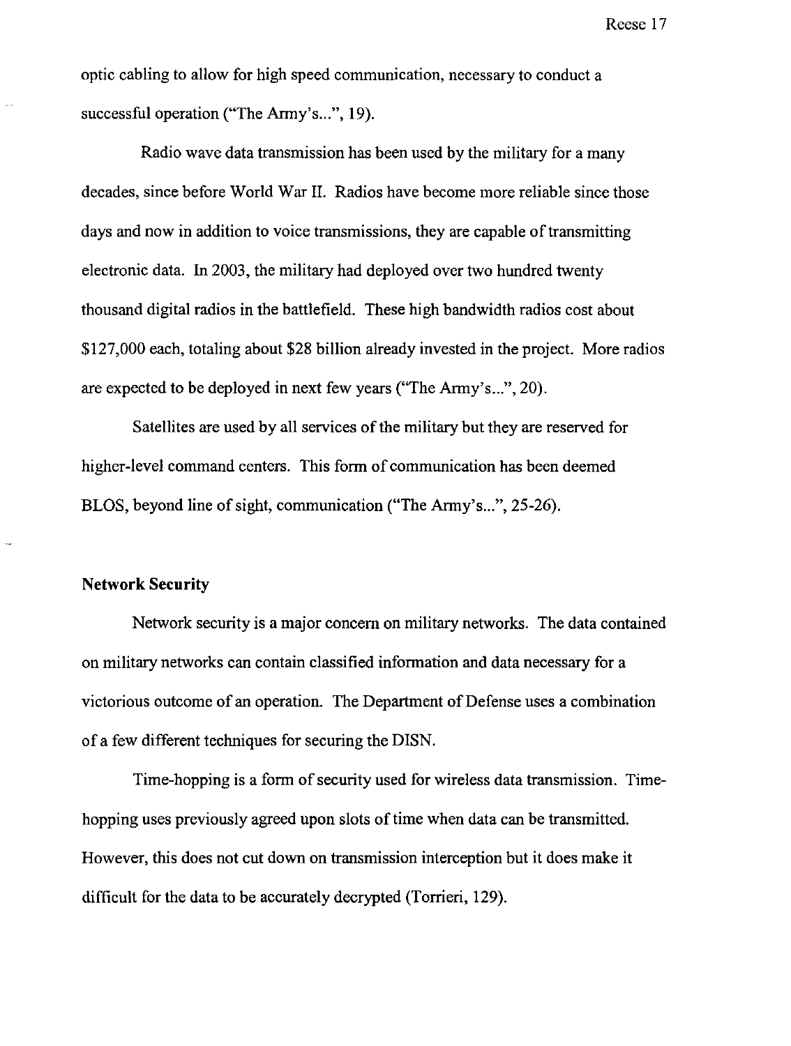optic cabling to allow for high speed communication, necessary to conduct a successful operation ("The Army's...", 19).

Radio wave data transmission has been used by the military for a many decades, since before World War II. Radios have become more reliable since those days and now in addition to voice transmissions, they are capable of transmitting electronic data. In 2003, the military had deployed over two hundred twenty thousand digital radios in the battlefield. These high bandwidth radios cost about $127,000 each, totaling about $28 billion already invested in the project. More radios are expected to be deployed in next few years ("The Army's...", 20).

Satellites are used by all services of the military but they are reserved for higher-level command centers. This form of communication has been deemed BLOS, beyond line of sight, communication ("The Army's...", 25-26).

**Network Security**

Network security is a major concern on military networks. The data contained on military networks can contain classified information and data necessary for a victorious outcome of an operation. The Department of Defense uses a combination of a few different techniques for securing the DISN.

Time-hopping is a form of security used for wireless data transmission. Time-hopping uses previously agreed upon slots of time when data can be transmitted. However, this does not cut down on transmission interception but it does make it difficult for the data to be accurately decrypted (Torrieri, 129).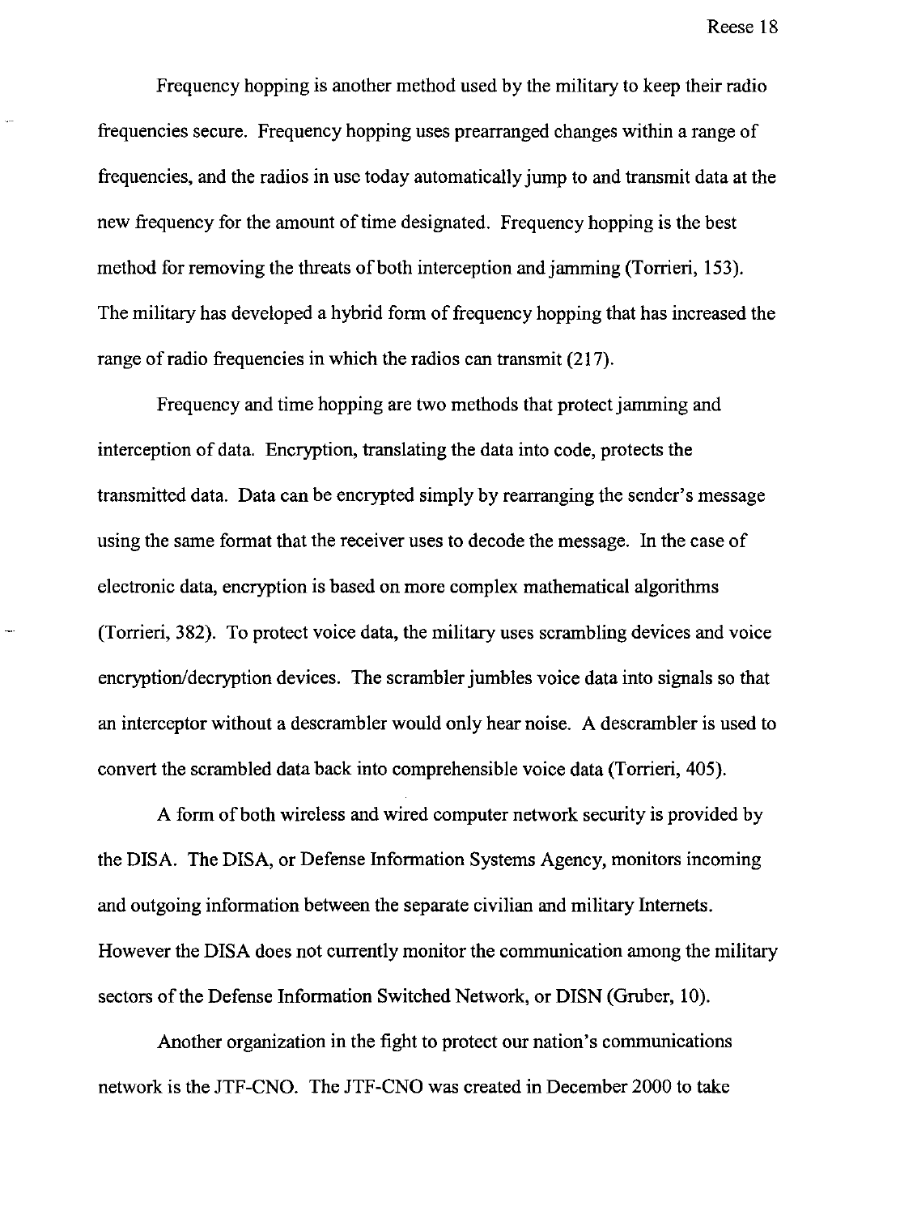Frequency hopping is another method used by the military to keep their radio frequencies secure. Frequency hopping uses prearranged changes within a range of frequencies, and the radios in use today automatically jump to and transmit data at the new frequency for the amount of time designated. Frequency hopping is the best method for removing the threats of both interception and jamming (Torrieri, 153). The military has developed a hybrid form of frequency hopping that has increased the range of radio frequencies in which the radios can transmit (217).

Frequency and time hopping are two methods that protect jamming and interception of data. Encryption, translating the data into code, protects the transmitted data. Data can be encrypted simply by rearranging the sender's message using the same format that the receiver uses to decode the message. In the case of electronic data, encryption is based on more complex mathematical algorithms (Torrieri, 382). To protect voice data, the military uses scrambling devices and voice encryption/decryption devices. The scrambler jumbles voice data into signals so that an interceptor without a descrambler would only hear noise. A descrambler is used to convert the scrambled data back into comprehensible voice data (Torrieri, 405).

A form of both wireless and wired computer network security is provided by the DISA. The DISA, or Defense Information Systems Agency, monitors incoming and outgoing information between the separate civilian and military Internets. However the DISA does not currently monitor the communication among the military sectors of the Defense Information Switched Network, or DISN (Gruber, 10).

Another organization in the fight to protect our nation's communications network is the JTF-CNO. The JTF-CNO was created in December 2000 to take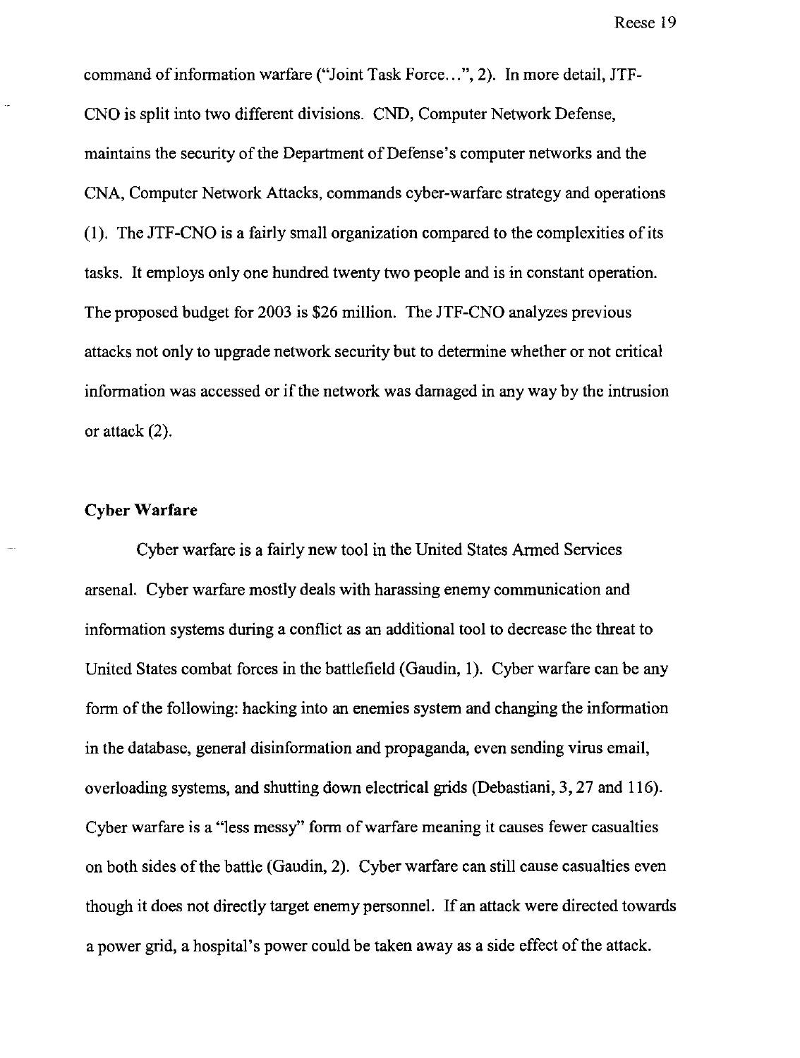command of information warfare ("Joint Task Force…", 2). In more detail, JTF-CNO is split into two different divisions. CND, Computer Network Defense, maintains the security of the Department of Defense's computer networks and the CNA, Computer Network Attacks, commands cyber-warfare strategy and operations (1). The JTF-CNO is a fairly small organization compared to the complexities of its tasks. It employs only one hundred twenty two people and is in constant operation. The proposed budget for 2003 is $26 million. The JTF-CNO analyzes previous attacks not only to upgrade network security but to determine whether or not critical information was accessed or if the network was damaged in any way by the intrusion or attack (2).

**Cyber Warfare**

Cyber warfare is a fairly new tool in the United States Armed Services arsenal. Cyber warfare mostly deals with harassing enemy communication and information systems during a conflict as an additional tool to decrease the threat to United States combat forces in the battlefield (Gaudin, 1). Cyber warfare can be any form of the following: hacking into an enemies system and changing the information in the database, general disinformation and propaganda, even sending virus email, overloading systems, and shutting down electrical grids (Debastiani, 3, 27 and 116). Cyber warfare is a "less messy" form of warfare meaning it causes fewer casualties on both sides of the battle (Gaudin, 2). Cyber warfare can still cause casualties even though it does not directly target enemy personnel. If an attack were directed towards a power grid, a hospital's power could be taken away as a side effect of the attack.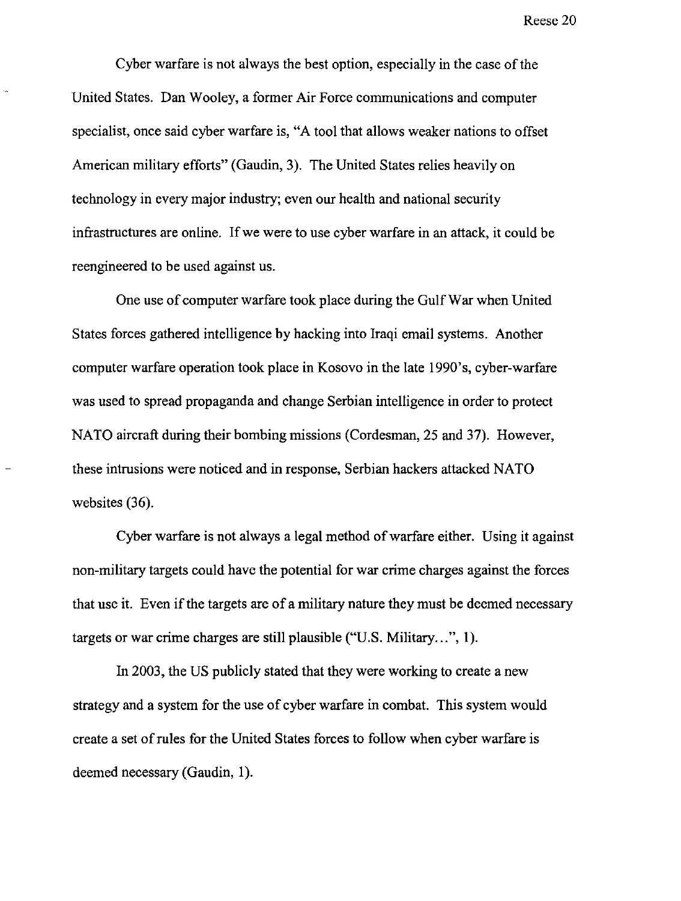Cyber warfare is not always the best option, especially in the case of the United States. Dan Wooley, a former Air Force communications and computer specialist, once said cyber warfare is, "A tool that allows weaker nations to offset American military efforts" (Gaudin, 3). The United States relies heavily on technology in every major industry; even our health and national security infrastructures are online. If we were to use cyber warfare in an attack, it could be reengineered to be used against us.

One use of computer warfare took place during the Gulf War when United States forces gathered intelligence by hacking into Iraqi email systems. Another computer warfare operation took place in Kosovo in the late 1990's, cyber-warfare was used to spread propaganda and change Serbian intelligence in order to protect NATO aircraft during their bombing missions (Cordesman, 25 and 37). However, these intrusions were noticed and in response, Serbian hackers attacked NATO websites (36).

Cyber warfare is not always a legal method of warfare either. Using it against non-military targets could have the potential for war crime charges against the forces that use it. Even if the targets are of a military nature they must be deemed necessary targets or war crime charges are still plausible ("U.S. Military…", 1).

In 2003, the US publicly stated that they were working to create a new strategy and a system for the use of cyber warfare in combat. This system would create a set of rules for the United States forces to follow when cyber warfare is deemed necessary (Gaudin, 1).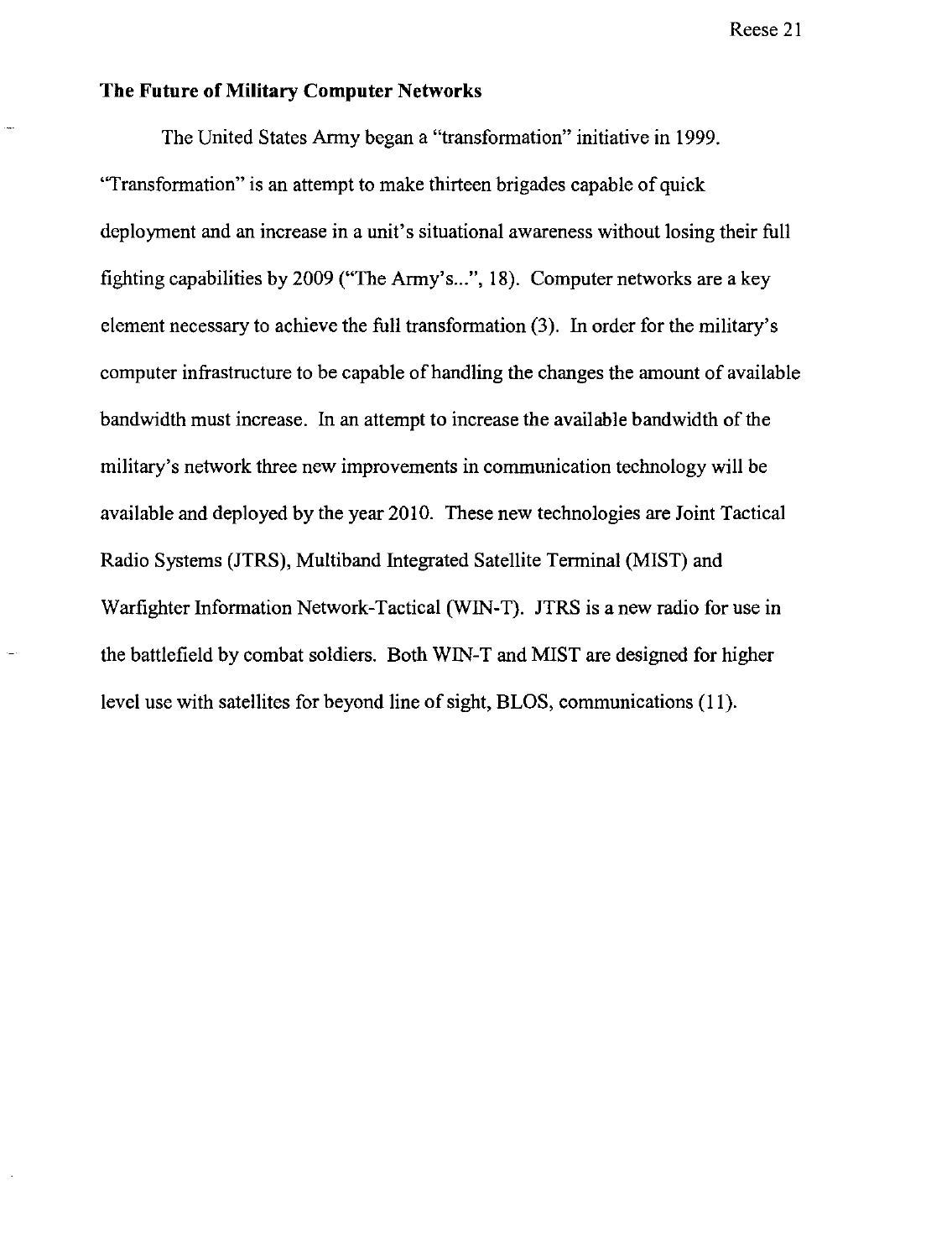## The Future of Military Computer Networks

The United States Army began a "transformation" initiative in 1999. "Transformation" is an attempt to make thirteen brigades capable of quick deployment and an increase in a unit's situational awareness without losing their full fighting capabilities by 2009 ("The Army's...", 18). Computer networks are a key element necessary to achieve the full transformation (3). In order for the military's computer infrastructure to be capable of handling the changes the amount of available bandwidth must increase. In an attempt to increase the available bandwidth of the military's network three new improvements in communication technology will be available and deployed by the year 2010. These new technologies are Joint Tactical Radio Systems (JTRS), Multiband Integrated Satellite Terminal (MIST) and Warfighter Information Network-Tactical (WIN-T). JTRS is a new radio for use in the battlefield by combat soldiers. Both WIN-T and MIST are designed for higher level use with satellites for beyond line of sight, BLOS, communications (11).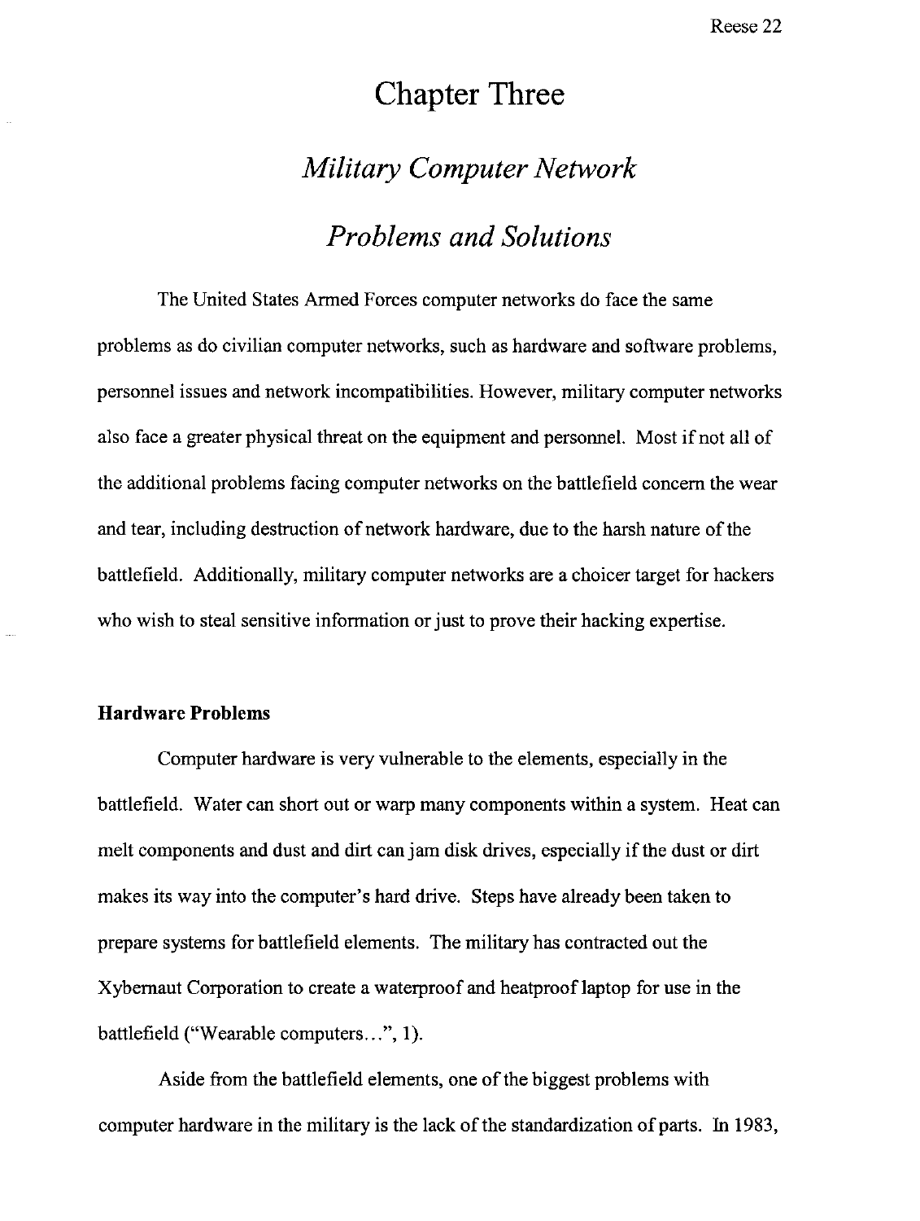# Chapter Three

## *Military Computer Network*

## *Problems and Solutions*

The United States Armed Forces computer networks do face the same problems as do civilian computer networks, such as hardware and software problems, personnel issues and network incompatibilities. However, military computer networks also face a greater physical threat on the equipment and personnel. Most if not all of the additional problems facing computer networks on the battlefield concern the wear and tear, including destruction of network hardware, due to the harsh nature of the battlefield. Additionally, military computer networks are a choicer target for hackers who wish to steal sensitive information or just to prove their hacking expertise.

### Hardware Problems

Computer hardware is very vulnerable to the elements, especially in the battlefield. Water can short out or warp many components within a system. Heat can melt components and dust and dirt can jam disk drives, especially if the dust or dirt makes its way into the computer's hard drive. Steps have already been taken to prepare systems for battlefield elements. The military has contracted out the Xybernaut Corporation to create a waterproof and heatproof laptop for use in the battlefield ("Wearable computers…", 1).

Aside from the battlefield elements, one of the biggest problems with computer hardware in the military is the lack of the standardization of parts. In 1983,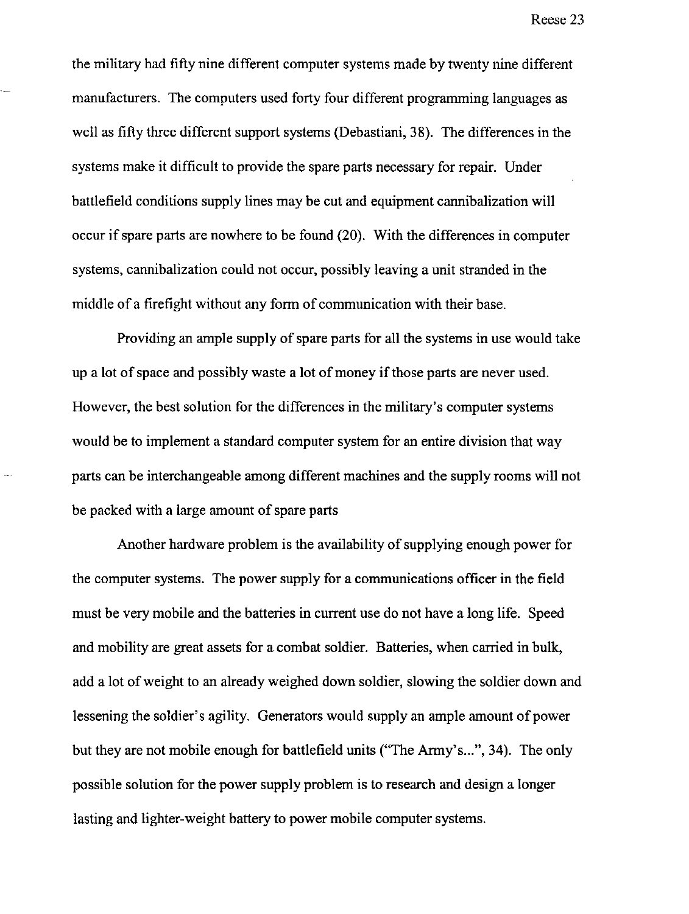the military had fifty nine different computer systems made by twenty nine different manufacturers. The computers used forty four different programming languages as well as fifty three different support systems (Debastiani, 38). The differences in the systems make it difficult to provide the spare parts necessary for repair. Under battlefield conditions supply lines may be cut and equipment cannibalization will occur if spare parts are nowhere to be found (20). With the differences in computer systems, cannibalization could not occur, possibly leaving a unit stranded in the middle of a firefight without any form of communication with their base.

Providing an ample supply of spare parts for all the systems in use would take up a lot of space and possibly waste a lot of money if those parts are never used. However, the best solution for the differences in the military's computer systems would be to implement a standard computer system for an entire division that way parts can be interchangeable among different machines and the supply rooms will not be packed with a large amount of spare parts

Another hardware problem is the availability of supplying enough power for the computer systems. The power supply for a communications officer in the field must be very mobile and the batteries in current use do not have a long life. Speed and mobility are great assets for a combat soldier. Batteries, when carried in bulk, add a lot of weight to an already weighed down soldier, slowing the soldier down and lessening the soldier's agility. Generators would supply an ample amount of power but they are not mobile enough for battlefield units ("The Army's...", 34). The only possible solution for the power supply problem is to research and design a longer lasting and lighter-weight battery to power mobile computer systems.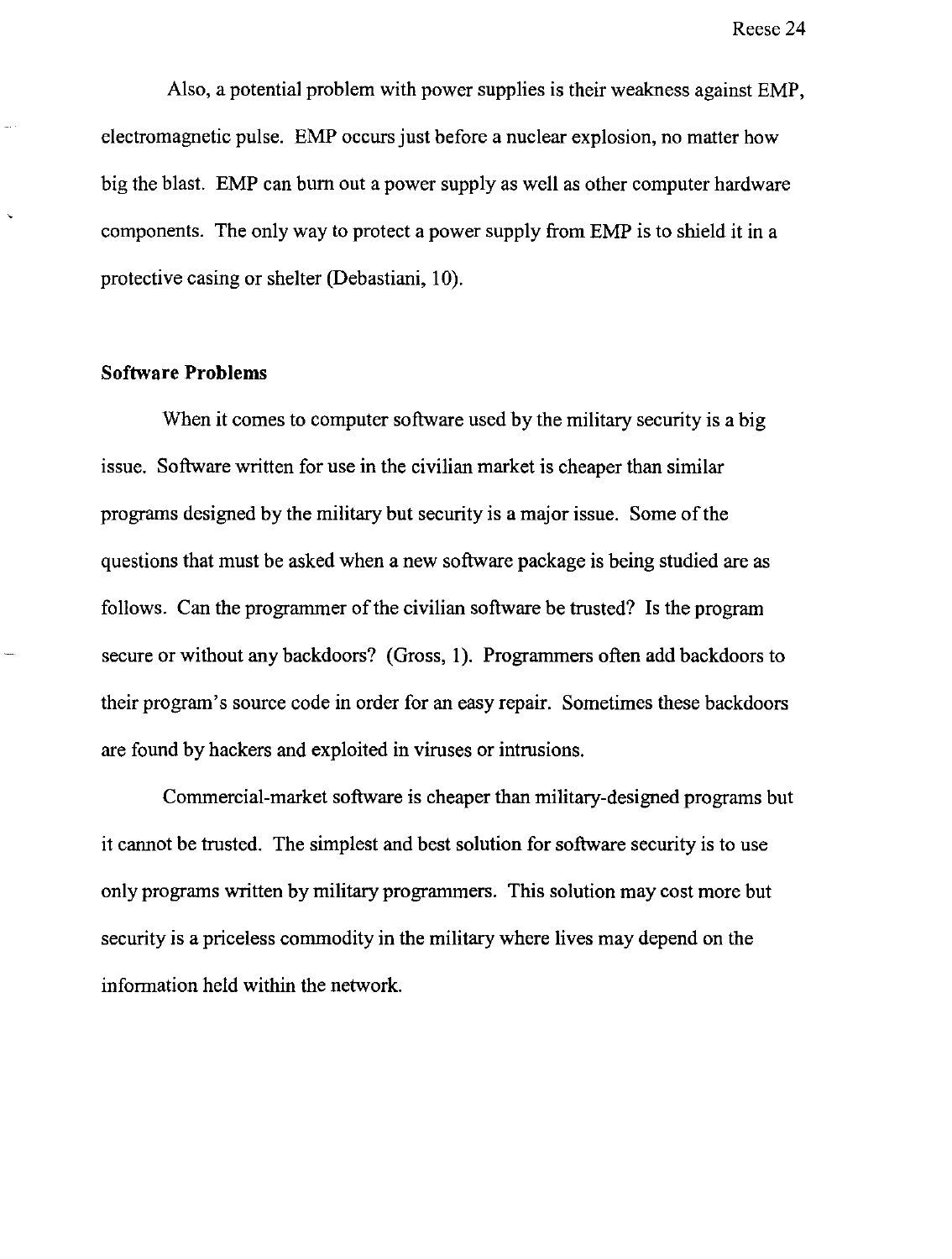Also, a potential problem with power supplies is their weakness against EMP, electromagnetic pulse. EMP occurs just before a nuclear explosion, no matter how big the blast. EMP can burn out a power supply as well as other computer hardware components. The only way to protect a power supply from EMP is to shield it in a protective casing or shelter (Debastiani, 10).

**Software Problems**

When it comes to computer software used by the military security is a big issue. Software written for use in the civilian market is cheaper than similar programs designed by the military but security is a major issue. Some of the questions that must be asked when a new software package is being studied are as follows. Can the programmer of the civilian software be trusted? Is the program secure or without any backdoors? (Gross, 1). Programmers often add backdoors to their program's source code in order for an easy repair. Sometimes these backdoors are found by hackers and exploited in viruses or intrusions.

Commercial-market software is cheaper than military-designed programs but it cannot be trusted. The simplest and best solution for software security is to use only programs written by military programmers. This solution may cost more but security is a priceless commodity in the military where lives may depend on the information held within the network.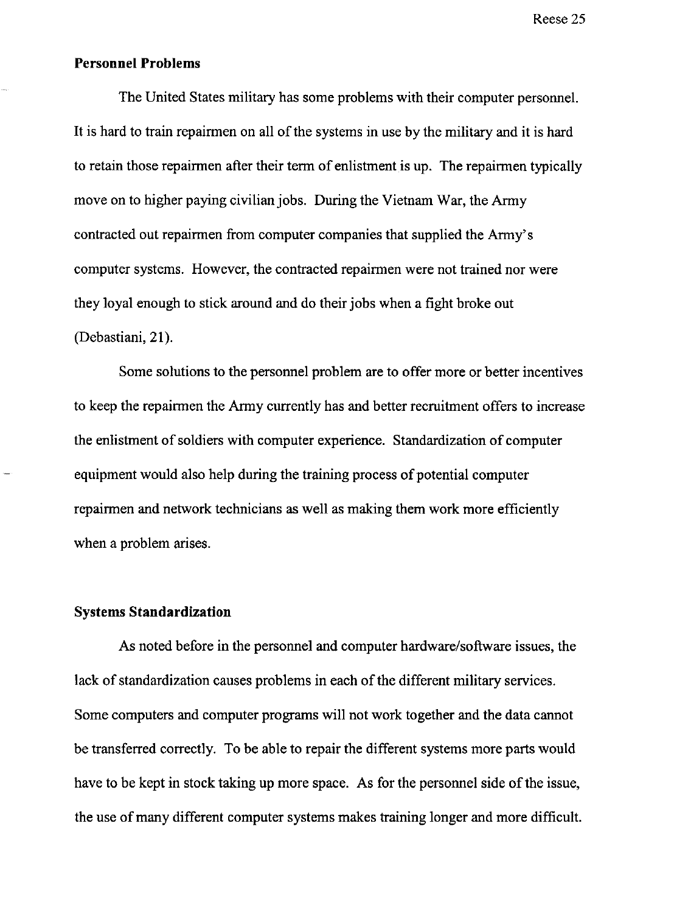## Personnel Problems

The United States military has some problems with their computer personnel. It is hard to train repairmen on all of the systems in use by the military and it is hard to retain those repairmen after their term of enlistment is up. The repairmen typically move on to higher paying civilian jobs. During the Vietnam War, the Army contracted out repairmen from computer companies that supplied the Army's computer systems. However, the contracted repairmen were not trained nor were they loyal enough to stick around and do their jobs when a fight broke out (Debastiani, 21).

Some solutions to the personnel problem are to offer more or better incentives to keep the repairmen the Army currently has and better recruitment offers to increase the enlistment of soldiers with computer experience. Standardization of computer equipment would also help during the training process of potential computer repairmen and network technicians as well as making them work more efficiently when a problem arises.

## Systems Standardization

As noted before in the personnel and computer hardware/software issues, the lack of standardization causes problems in each of the different military services. Some computers and computer programs will not work together and the data cannot be transferred correctly. To be able to repair the different systems more parts would have to be kept in stock taking up more space. As for the personnel side of the issue, the use of many different computer systems makes training longer and more difficult.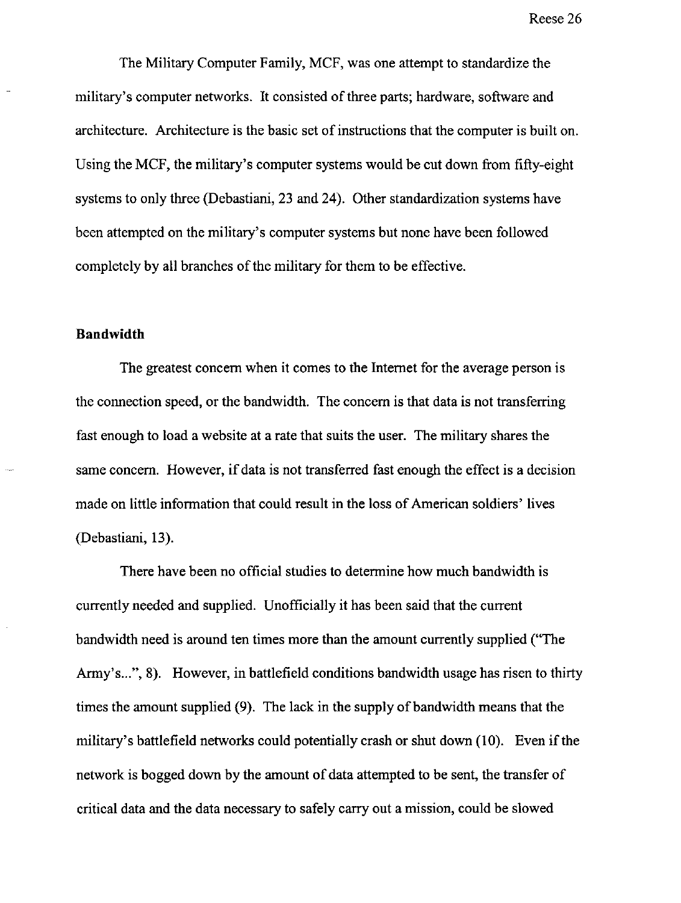The Military Computer Family, MCF, was one attempt to standardize the military's computer networks. It consisted of three parts; hardware, software and architecture. Architecture is the basic set of instructions that the computer is built on. Using the MCF, the military's computer systems would be cut down from fifty-eight systems to only three (Debastiani, 23 and 24). Other standardization systems have been attempted on the military's computer systems but none have been followed completely by all branches of the military for them to be effective.

## Bandwidth

The greatest concern when it comes to the Internet for the average person is the connection speed, or the bandwidth. The concern is that data is not transferring fast enough to load a website at a rate that suits the user. The military shares the same concern. However, if data is not transferred fast enough the effect is a decision made on little information that could result in the loss of American soldiers' lives (Debastiani, 13).

There have been no official studies to determine how much bandwidth is currently needed and supplied. Unofficially it has been said that the current bandwidth need is around ten times more than the amount currently supplied ("The Army's...", 8). However, in battlefield conditions bandwidth usage has risen to thirty times the amount supplied (9). The lack in the supply of bandwidth means that the military's battlefield networks could potentially crash or shut down (10). Even if the network is bogged down by the amount of data attempted to be sent, the transfer of critical data and the data necessary to safely carry out a mission, could be slowed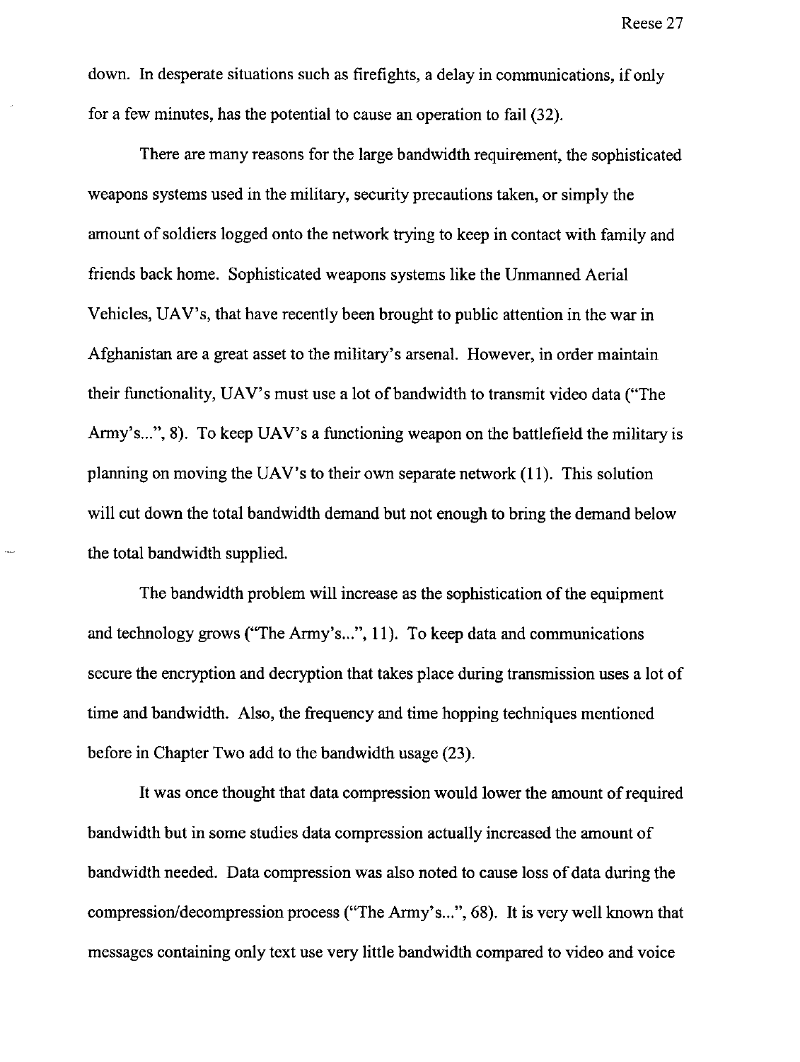down. In desperate situations such as firefights, a delay in communications, if only for a few minutes, has the potential to cause an operation to fail (32).

There are many reasons for the large bandwidth requirement, the sophisticated weapons systems used in the military, security precautions taken, or simply the amount of soldiers logged onto the network trying to keep in contact with family and friends back home. Sophisticated weapons systems like the Unmanned Aerial Vehicles, UAV's, that have recently been brought to public attention in the war in Afghanistan are a great asset to the military's arsenal. However, in order maintain their functionality, UAV's must use a lot of bandwidth to transmit video data ("The Army's...", 8). To keep UAV's a functioning weapon on the battlefield the military is planning on moving the UAV's to their own separate network (11). This solution will cut down the total bandwidth demand but not enough to bring the demand below the total bandwidth supplied.

The bandwidth problem will increase as the sophistication of the equipment and technology grows ("The Army's...", 11). To keep data and communications secure the encryption and decryption that takes place during transmission uses a lot of time and bandwidth. Also, the frequency and time hopping techniques mentioned before in Chapter Two add to the bandwidth usage (23).

It was once thought that data compression would lower the amount of required bandwidth but in some studies data compression actually increased the amount of bandwidth needed. Data compression was also noted to cause loss of data during the compression/decompression process ("The Army's...", 68). It is very well known that messages containing only text use very little bandwidth compared to video and voice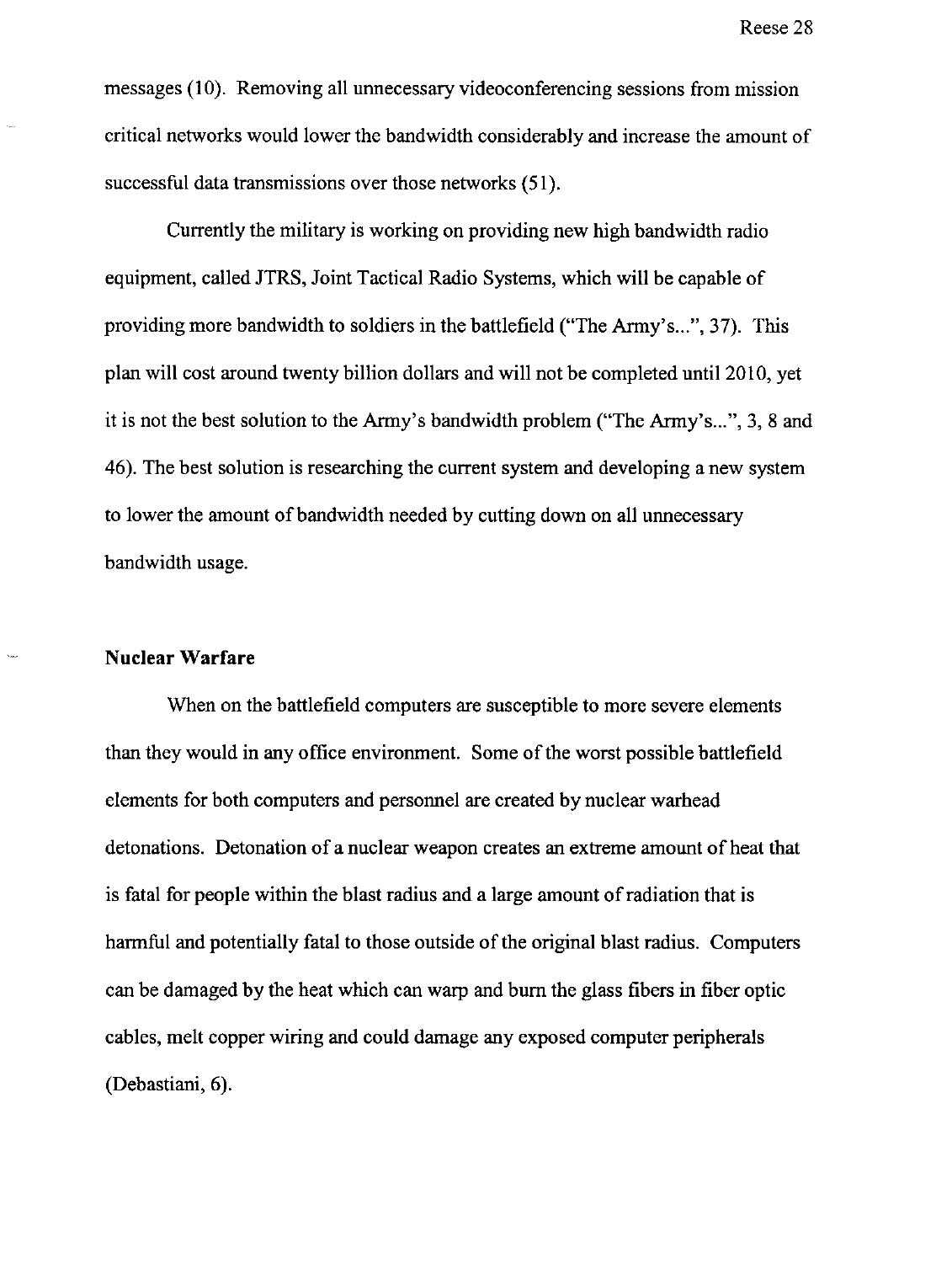messages (10). Removing all unnecessary videoconferencing sessions from mission critical networks would lower the bandwidth considerably and increase the amount of successful data transmissions over those networks (51).

Currently the military is working on providing new high bandwidth radio equipment, called JTRS, Joint Tactical Radio Systems, which will be capable of providing more bandwidth to soldiers in the battlefield ("The Army's...", 37). This plan will cost around twenty billion dollars and will not be completed until 2010, yet it is not the best solution to the Army's bandwidth problem ("The Army's...", 3, 8 and 46). The best solution is researching the current system and developing a new system to lower the amount of bandwidth needed by cutting down on all unnecessary bandwidth usage.

**Nuclear Warfare**

When on the battlefield computers are susceptible to more severe elements than they would in any office environment. Some of the worst possible battlefield elements for both computers and personnel are created by nuclear warhead detonations. Detonation of a nuclear weapon creates an extreme amount of heat that is fatal for people within the blast radius and a large amount of radiation that is harmful and potentially fatal to those outside of the original blast radius. Computers can be damaged by the heat which can warp and burn the glass fibers in fiber optic cables, melt copper wiring and could damage any exposed computer peripherals (Debastiani, 6).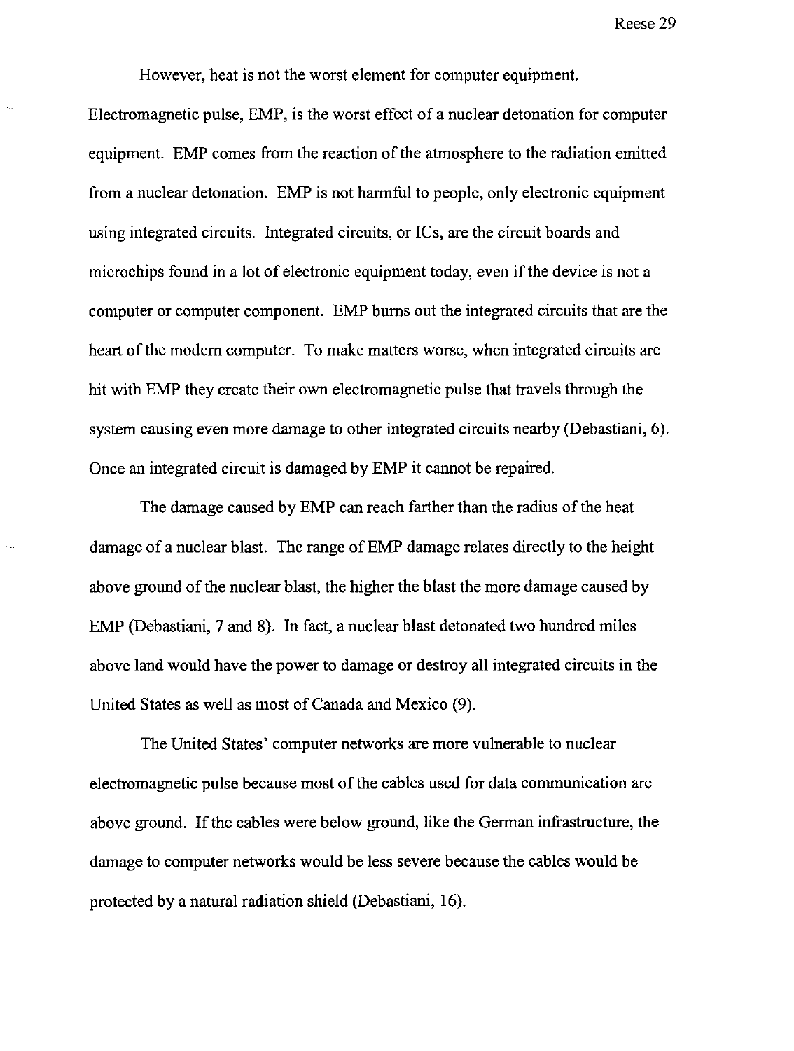However, heat is not the worst element for computer equipment. Electromagnetic pulse, EMP, is the worst effect of a nuclear detonation for computer equipment. EMP comes from the reaction of the atmosphere to the radiation emitted from a nuclear detonation. EMP is not harmful to people, only electronic equipment using integrated circuits. Integrated circuits, or ICs, are the circuit boards and microchips found in a lot of electronic equipment today, even if the device is not a computer or computer component. EMP burns out the integrated circuits that are the heart of the modern computer. To make matters worse, when integrated circuits are hit with EMP they create their own electromagnetic pulse that travels through the system causing even more damage to other integrated circuits nearby (Debastiani, 6). Once an integrated circuit is damaged by EMP it cannot be repaired.

The damage caused by EMP can reach farther than the radius of the heat damage of a nuclear blast. The range of EMP damage relates directly to the height above ground of the nuclear blast, the higher the blast the more damage caused by EMP (Debastiani, 7 and 8). In fact, a nuclear blast detonated two hundred miles above land would have the power to damage or destroy all integrated circuits in the United States as well as most of Canada and Mexico (9).

The United States' computer networks are more vulnerable to nuclear electromagnetic pulse because most of the cables used for data communication are above ground. If the cables were below ground, like the German infrastructure, the damage to computer networks would be less severe because the cables would be protected by a natural radiation shield (Debastiani, 16).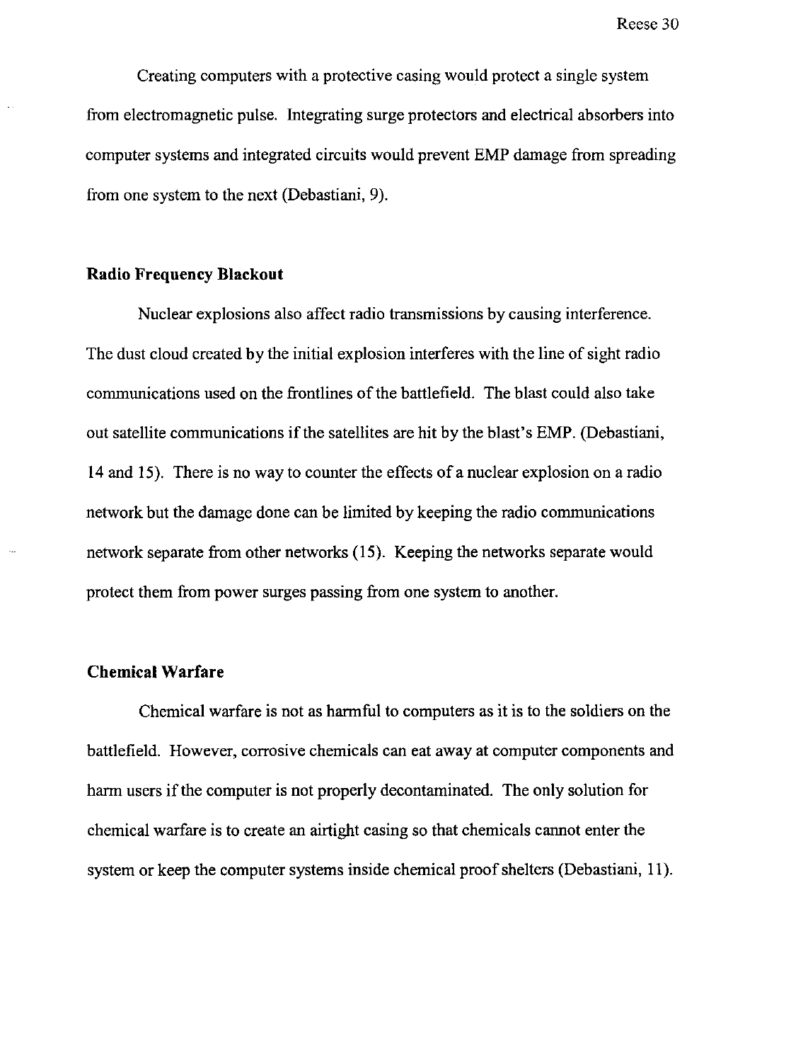Creating computers with a protective casing would protect a single system from electromagnetic pulse. Integrating surge protectors and electrical absorbers into computer systems and integrated circuits would prevent EMP damage from spreading from one system to the next (Debastiani, 9).

### Radio Frequency Blackout

Nuclear explosions also affect radio transmissions by causing interference. The dust cloud created by the initial explosion interferes with the line of sight radio communications used on the frontlines of the battlefield. The blast could also take out satellite communications if the satellites are hit by the blast's EMP. (Debastiani, 14 and 15). There is no way to counter the effects of a nuclear explosion on a radio network but the damage done can be limited by keeping the radio communications network separate from other networks (15). Keeping the networks separate would protect them from power surges passing from one system to another.

### Chemical Warfare

Chemical warfare is not as harmful to computers as it is to the soldiers on the battlefield. However, corrosive chemicals can eat away at computer components and harm users if the computer is not properly decontaminated. The only solution for chemical warfare is to create an airtight casing so that chemicals cannot enter the system or keep the computer systems inside chemical proof shelters (Debastiani, 11).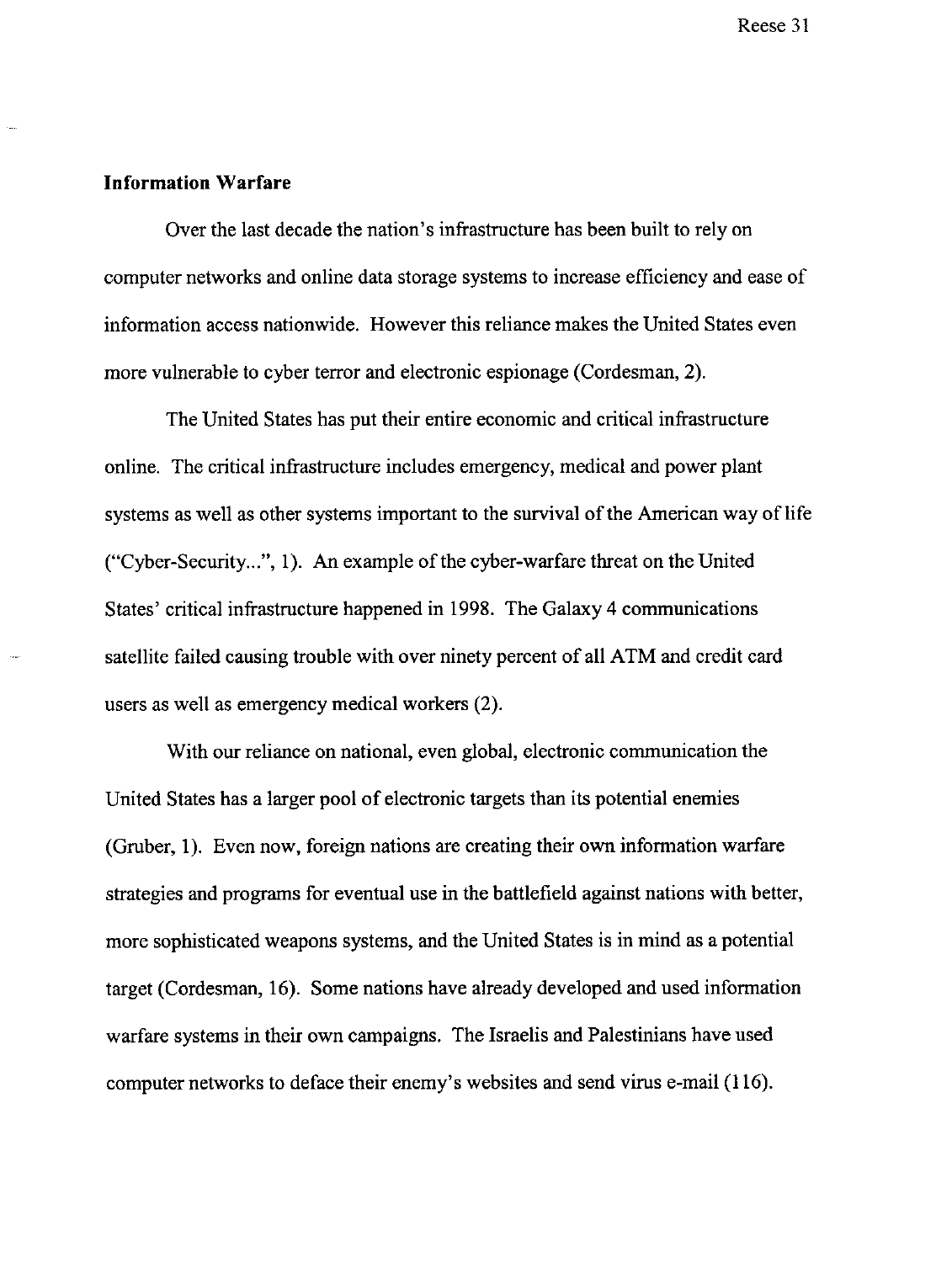**Information Warfare**

Over the last decade the nation's infrastructure has been built to rely on computer networks and online data storage systems to increase efficiency and ease of information access nationwide. However this reliance makes the United States even more vulnerable to cyber terror and electronic espionage (Cordesman, 2).

The United States has put their entire economic and critical infrastructure online. The critical infrastructure includes emergency, medical and power plant systems as well as other systems important to the survival of the American way of life ("Cyber-Security...", 1). An example of the cyber-warfare threat on the United States' critical infrastructure happened in 1998. The Galaxy 4 communications satellite failed causing trouble with over ninety percent of all ATM and credit card users as well as emergency medical workers (2).

With our reliance on national, even global, electronic communication the United States has a larger pool of electronic targets than its potential enemies (Gruber, 1). Even now, foreign nations are creating their own information warfare strategies and programs for eventual use in the battlefield against nations with better, more sophisticated weapons systems, and the United States is in mind as a potential target (Cordesman, 16). Some nations have already developed and used information warfare systems in their own campaigns. The Israelis and Palestinians have used computer networks to deface their enemy's websites and send virus e-mail (116).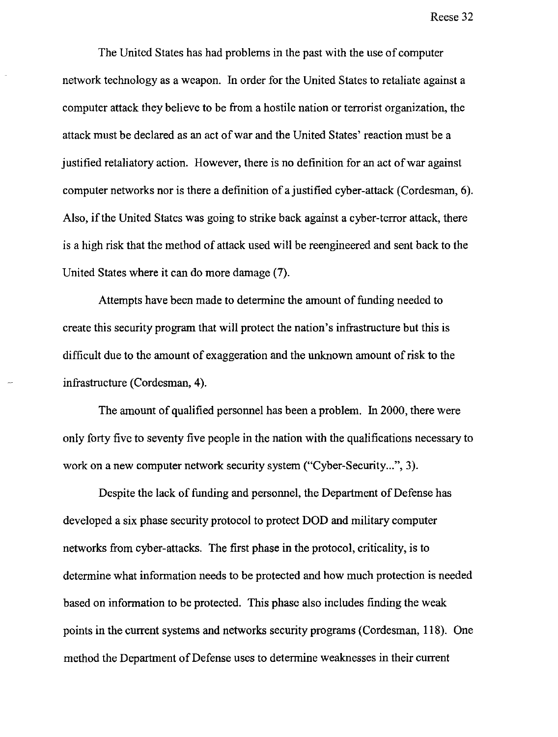The United States has had problems in the past with the use of computer network technology as a weapon. In order for the United States to retaliate against a computer attack they believe to be from a hostile nation or terrorist organization, the attack must be declared as an act of war and the United States' reaction must be a justified retaliatory action. However, there is no definition for an act of war against computer networks nor is there a definition of a justified cyber-attack (Cordesman, 6). Also, if the United States was going to strike back against a cyber-terror attack, there is a high risk that the method of attack used will be reengineered and sent back to the United States where it can do more damage (7).

Attempts have been made to determine the amount of funding needed to create this security program that will protect the nation's infrastructure but this is difficult due to the amount of exaggeration and the unknown amount of risk to the infrastructure (Cordesman, 4).

The amount of qualified personnel has been a problem. In 2000, there were only forty five to seventy five people in the nation with the qualifications necessary to work on a new computer network security system ("Cyber-Security...", 3).

Despite the lack of funding and personnel, the Department of Defense has developed a six phase security protocol to protect DOD and military computer networks from cyber-attacks. The first phase in the protocol, criticality, is to determine what information needs to be protected and how much protection is needed based on information to be protected. This phase also includes finding the weak points in the current systems and networks security programs (Cordesman, 118). One method the Department of Defense uses to determine weaknesses in their current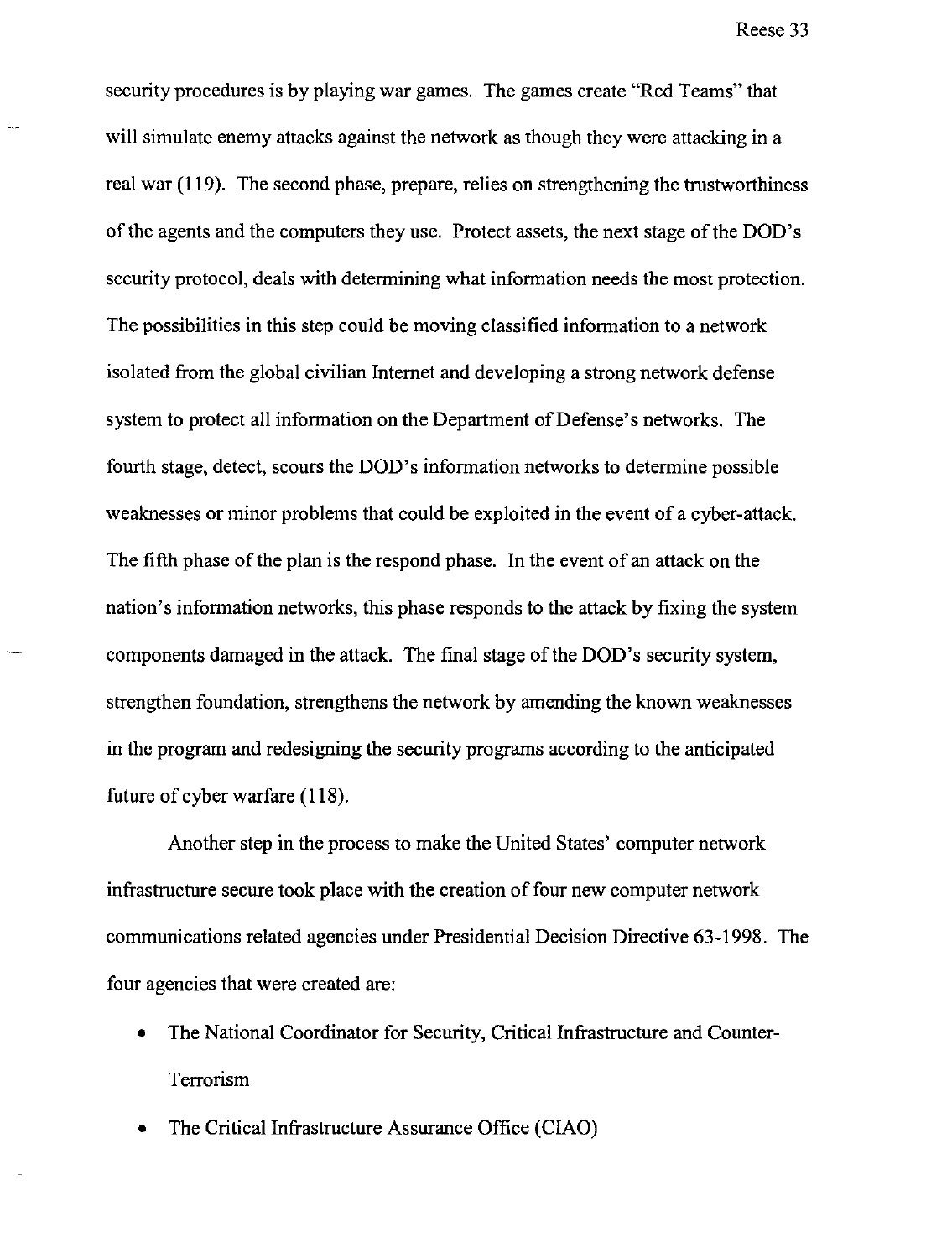security procedures is by playing war games. The games create "Red Teams" that will simulate enemy attacks against the network as though they were attacking in a real war (119). The second phase, prepare, relies on strengthening the trustworthiness of the agents and the computers they use. Protect assets, the next stage of the DOD's security protocol, deals with determining what information needs the most protection. The possibilities in this step could be moving classified information to a network isolated from the global civilian Internet and developing a strong network defense system to protect all information on the Department of Defense's networks. The fourth stage, detect, scours the DOD's information networks to determine possible weaknesses or minor problems that could be exploited in the event of a cyber-attack. The fifth phase of the plan is the respond phase. In the event of an attack on the nation's information networks, this phase responds to the attack by fixing the system components damaged in the attack. The final stage of the DOD's security system, strengthen foundation, strengthens the network by amending the known weaknesses in the program and redesigning the security programs according to the anticipated future of cyber warfare (118).

Another step in the process to make the United States' computer network infrastructure secure took place with the creation of four new computer network communications related agencies under Presidential Decision Directive 63-1998. The four agencies that were created are:

- The National Coordinator for Security, Critical Infrastructure and Counter-Terrorism
- The Critical Infrastructure Assurance Office (CIAO)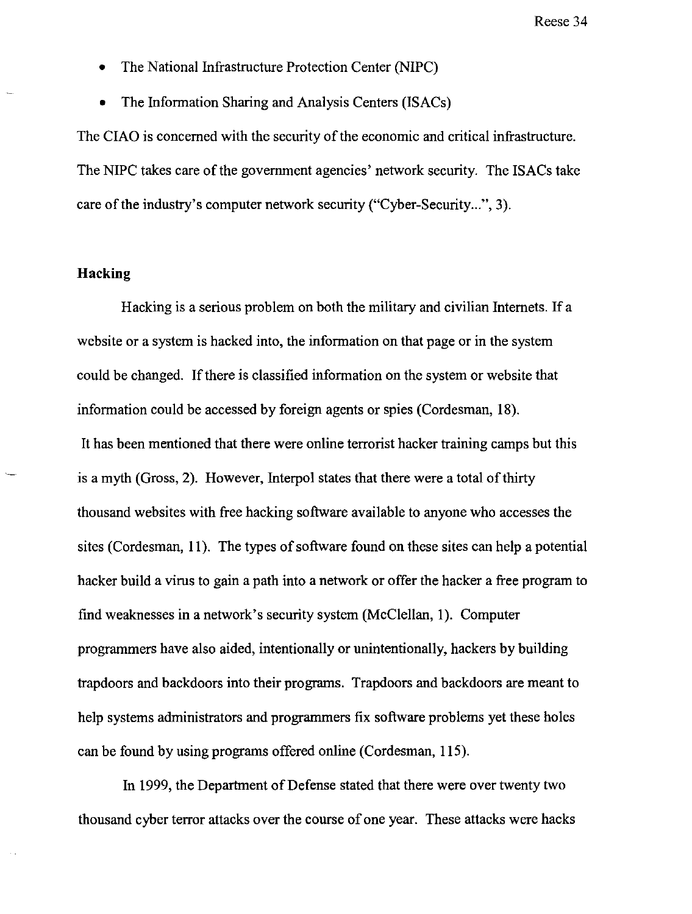- The National Infrastructure Protection Center (NIPC)
- The Information Sharing and Analysis Centers (ISACs)

The CIAO is concerned with the security of the economic and critical infrastructure. The NIPC takes care of the government agencies' network security. The ISACs take care of the industry's computer network security ("Cyber-Security...", 3).

**Hacking**

Hacking is a serious problem on both the military and civilian Internets. If a website or a system is hacked into, the information on that page or in the system could be changed. If there is classified information on the system or website that information could be accessed by foreign agents or spies (Cordesman, 18). It has been mentioned that there were online terrorist hacker training camps but this is a myth (Gross, 2). However, Interpol states that there were a total of thirty thousand websites with free hacking software available to anyone who accesses the sites (Cordesman, 11). The types of software found on these sites can help a potential hacker build a virus to gain a path into a network or offer the hacker a free program to find weaknesses in a network's security system (McClellan, 1). Computer programmers have also aided, intentionally or unintentionally, hackers by building trapdoors and backdoors into their programs. Trapdoors and backdoors are meant to help systems administrators and programmers fix software problems yet these holes can be found by using programs offered online (Cordesman, 115).

In 1999, the Department of Defense stated that there were over twenty two thousand cyber terror attacks over the course of one year. These attacks were hacks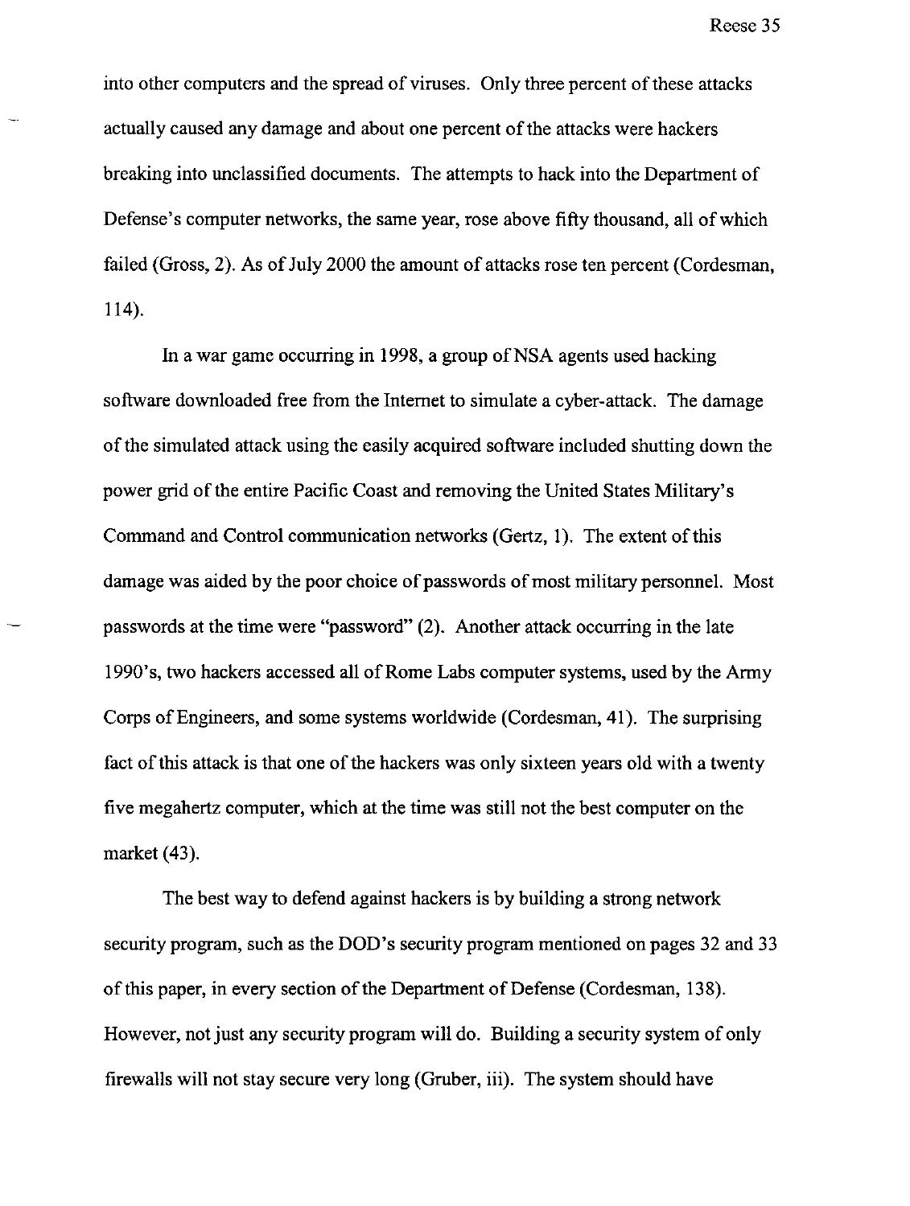into other computers and the spread of viruses. Only three percent of these attacks actually caused any damage and about one percent of the attacks were hackers breaking into unclassified documents. The attempts to hack into the Department of Defense's computer networks, the same year, rose above fifty thousand, all of which failed (Gross, 2). As of July 2000 the amount of attacks rose ten percent (Cordesman, 114).

In a war game occurring in 1998, a group of NSA agents used hacking software downloaded free from the Internet to simulate a cyber-attack. The damage of the simulated attack using the easily acquired software included shutting down the power grid of the entire Pacific Coast and removing the United States Military's Command and Control communication networks (Gertz, 1). The extent of this damage was aided by the poor choice of passwords of most military personnel. Most passwords at the time were "password" (2). Another attack occurring in the late 1990's, two hackers accessed all of Rome Labs computer systems, used by the Army Corps of Engineers, and some systems worldwide (Cordesman, 41). The surprising fact of this attack is that one of the hackers was only sixteen years old with a twenty five megahertz computer, which at the time was still not the best computer on the market (43).

The best way to defend against hackers is by building a strong network security program, such as the DOD's security program mentioned on pages 32 and 33 of this paper, in every section of the Department of Defense (Cordesman, 138). However, not just any security program will do. Building a security system of only firewalls will not stay secure very long (Gruber, iii). The system should have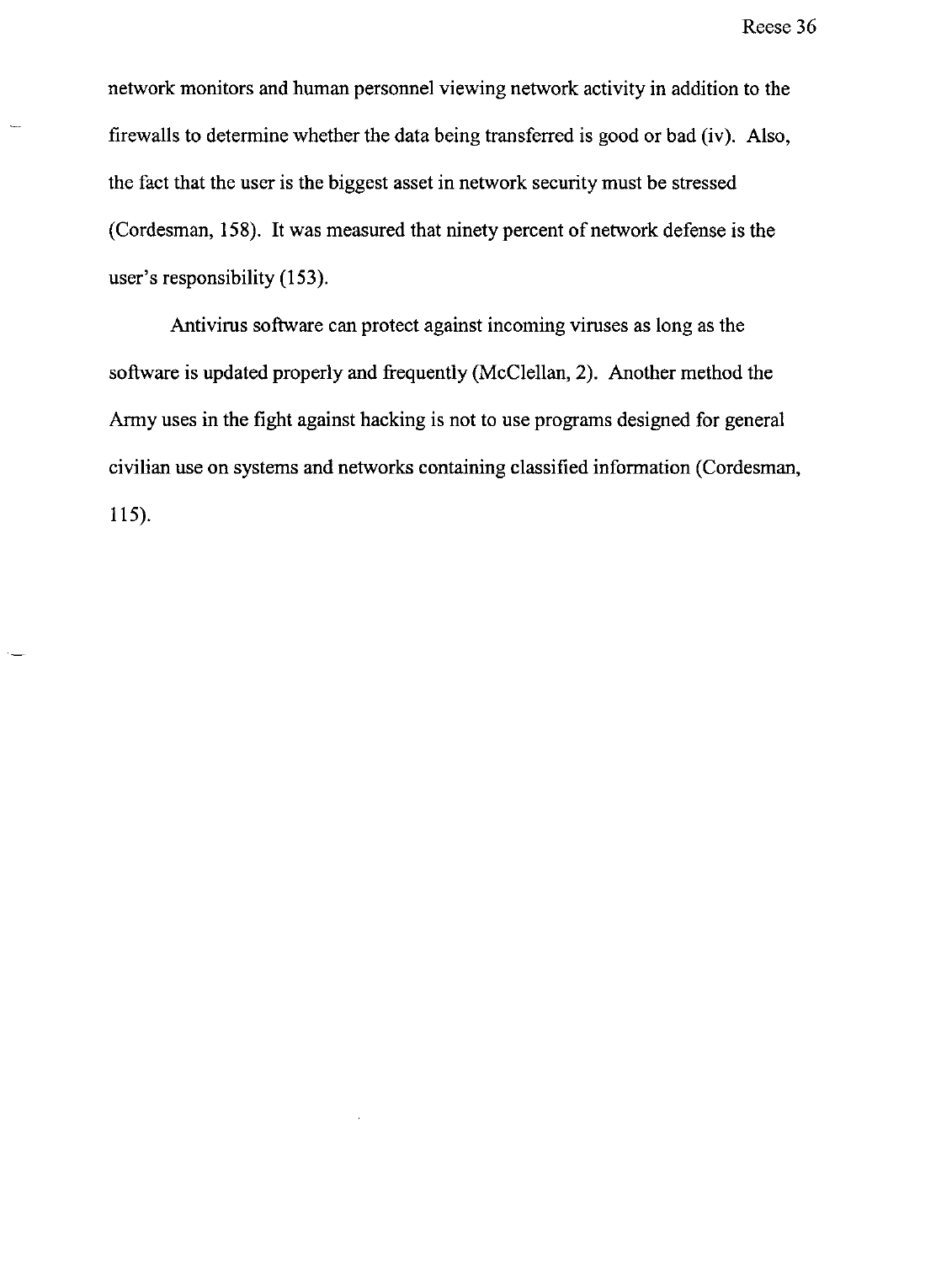network monitors and human personnel viewing network activity in addition to the firewalls to determine whether the data being transferred is good or bad (iv). Also, the fact that the user is the biggest asset in network security must be stressed (Cordesman, 158). It was measured that ninety percent of network defense is the user's responsibility (153).

Antivirus software can protect against incoming viruses as long as the software is updated properly and frequently (McClellan, 2). Another method the Army uses in the fight against hacking is not to use programs designed for general civilian use on systems and networks containing classified information (Cordesman, 115).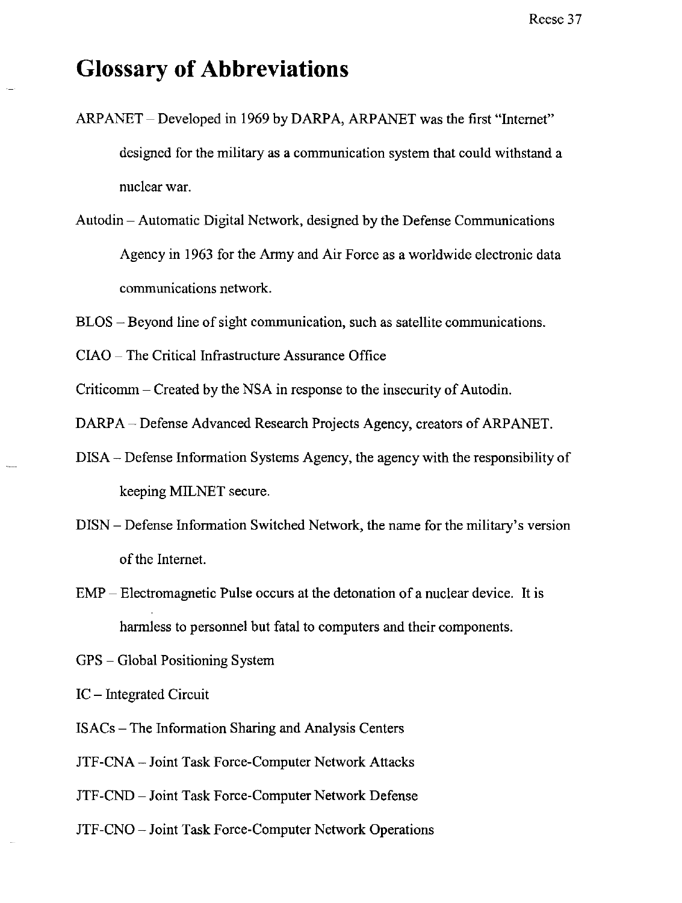# Glossary of Abbreviations

ARPANET – Developed in 1969 by DARPA, ARPANET was the first "Internet" designed for the military as a communication system that could withstand a nuclear war.

Autodin – Automatic Digital Network, designed by the Defense Communications Agency in 1963 for the Army and Air Force as a worldwide electronic data communications network.

BLOS – Beyond line of sight communication, such as satellite communications.

CIAO – The Critical Infrastructure Assurance Office

Criticomm – Created by the NSA in response to the insecurity of Autodin.

DARPA – Defense Advanced Research Projects Agency, creators of ARPANET.

DISA – Defense Information Systems Agency, the agency with the responsibility of keeping MILNET secure.

DISN – Defense Information Switched Network, the name for the military's version of the Internet.

EMP – Electromagnetic Pulse occurs at the detonation of a nuclear device. It is harmless to personnel but fatal to computers and their components.

GPS – Global Positioning System

IC – Integrated Circuit

ISACs – The Information Sharing and Analysis Centers

JTF-CNA – Joint Task Force-Computer Network Attacks

JTF-CND – Joint Task Force-Computer Network Defense

JTF-CNO – Joint Task Force-Computer Network Operations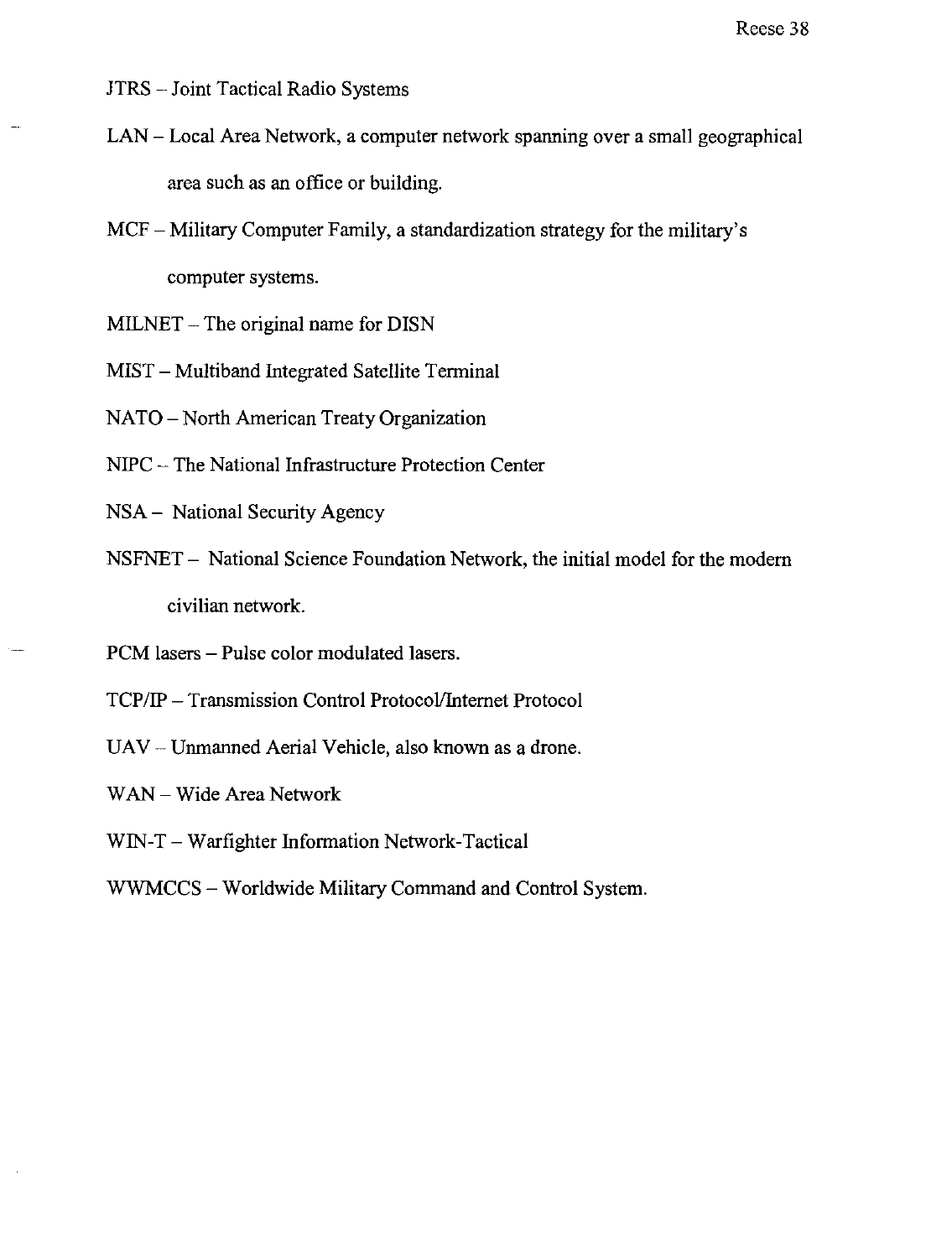JTRS – Joint Tactical Radio Systems

LAN – Local Area Network, a computer network spanning over a small geographical area such as an office or building.

MCF – Military Computer Family, a standardization strategy for the military's computer systems.

MILNET – The original name for DISN

MIST – Multiband Integrated Satellite Terminal

NATO – North American Treaty Organization

NIPC – The National Infrastructure Protection Center

NSA – National Security Agency

NSFNET – National Science Foundation Network, the initial model for the modern civilian network.

PCM lasers – Pulse color modulated lasers.

TCP/IP – Transmission Control Protocol/Internet Protocol

UAV – Unmanned Aerial Vehicle, also known as a drone.

WAN – Wide Area Network

WIN-T – Warfighter Information Network-Tactical

WWMCCS – Worldwide Military Command and Control System.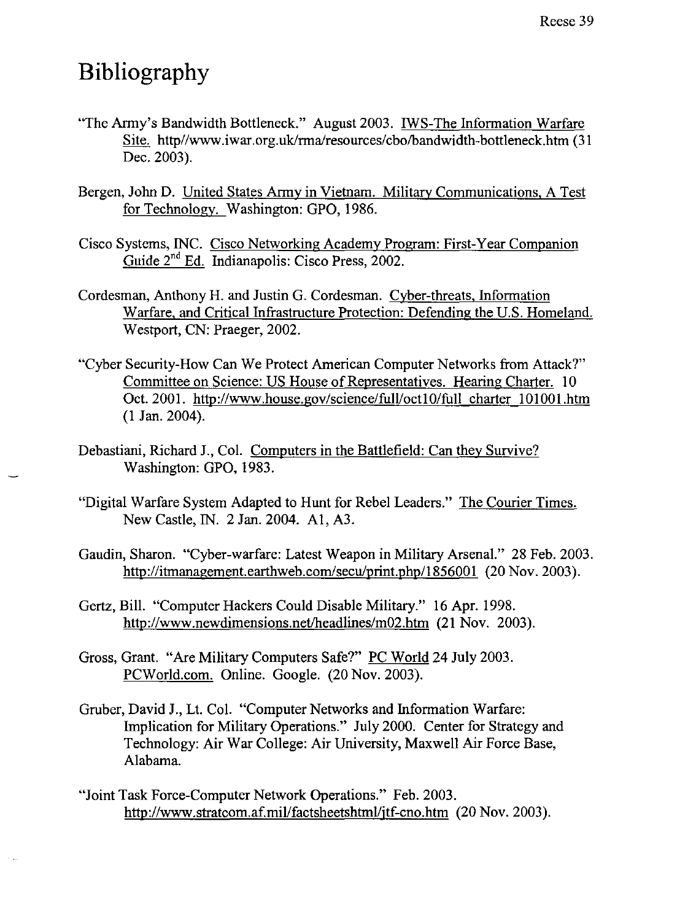# Bibliography

"The Army's Bandwidth Bottleneck." August 2003. IWS-The Information Warfare Site. http//www.iwar.org.uk/rma/resources/cbo/bandwidth-bottleneck.htm (31 Dec. 2003).

Bergen, John D. United States Army in Vietnam. Military Communications, A Test for Technology. Washington: GPO, 1986.

Cisco Systems, INC. Cisco Networking Academy Program: First-Year Companion Guide 2nd Ed. Indianapolis: Cisco Press, 2002.

Cordesman, Anthony H. and Justin G. Cordesman. Cyber-threats, Information Warfare, and Critical Infrastructure Protection: Defending the U.S. Homeland. Westport, CN: Praeger, 2002.

"Cyber Security-How Can We Protect American Computer Networks from Attack?" Committee on Science: US House of Representatives. Hearing Charter. 10 Oct. 2001. http://www.house.gov/science/full/oct10/full_charter_101001.htm (1 Jan. 2004).

Debastiani, Richard J., Col. Computers in the Battlefield: Can they Survive? Washington: GPO, 1983.

"Digital Warfare System Adapted to Hunt for Rebel Leaders." The Courier Times. New Castle, IN. 2 Jan. 2004. A1, A3.

Gaudin, Sharon. "Cyber-warfare: Latest Weapon in Military Arsenal." 28 Feb. 2003. http://itmanagement.earthweb.com/secu/print.php/1856001 (20 Nov. 2003).

Gertz, Bill. "Computer Hackers Could Disable Military." 16 Apr. 1998. http://www.newdimensions.net/headlines/m02.htm (21 Nov. 2003).

Gross, Grant. "Are Military Computers Safe?" PC World 24 July 2003. PCWorld.com. Online. Google. (20 Nov. 2003).

Gruber, David J., Lt. Col. "Computer Networks and Information Warfare: Implication for Military Operations." July 2000. Center for Strategy and Technology: Air War College: Air University, Maxwell Air Force Base, Alabama.

"Joint Task Force-Computer Network Operations." Feb. 2003. http://www.stratcom.af.mil/factsheetshtml/jtf-cno.htm (20 Nov. 2003).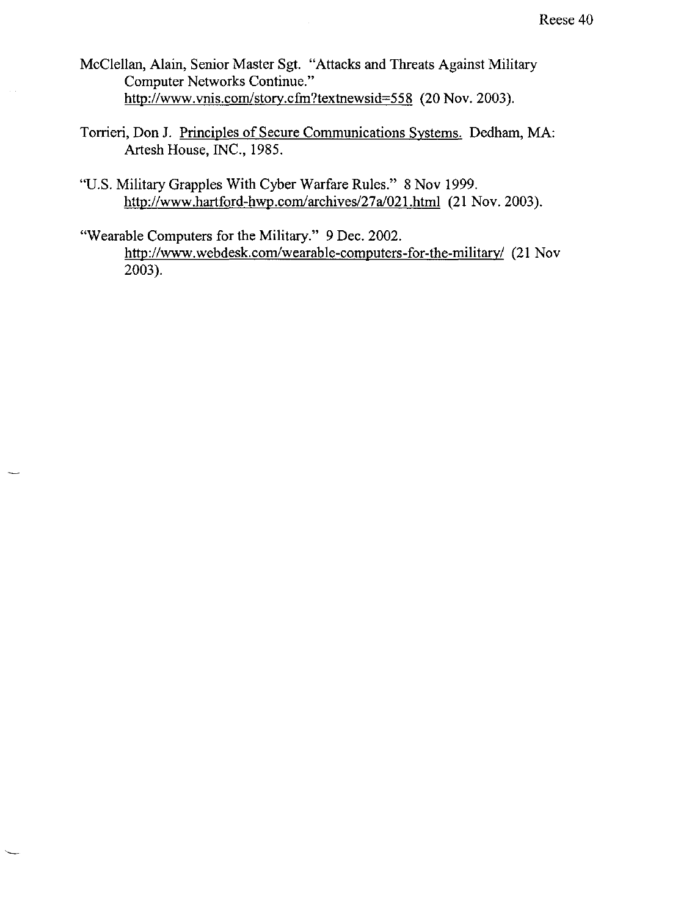McClellan, Alain, Senior Master Sgt. "Attacks and Threats Against Military Computer Networks Continue." http://www.vnis.com/story.cfm?textnewsid=558 (20 Nov. 2003).

Torrieri, Don J. Principles of Secure Communications Systems. Dedham, MA: Artesh House, INC., 1985.

"U.S. Military Grapples With Cyber Warfare Rules." 8 Nov 1999. http://www.hartford-hwp.com/archives/27a/021.html (21 Nov. 2003).

"Wearable Computers for the Military." 9 Dec. 2002. http://www.webdesk.com/wearable-computers-for-the-military/ (21 Nov 2003).